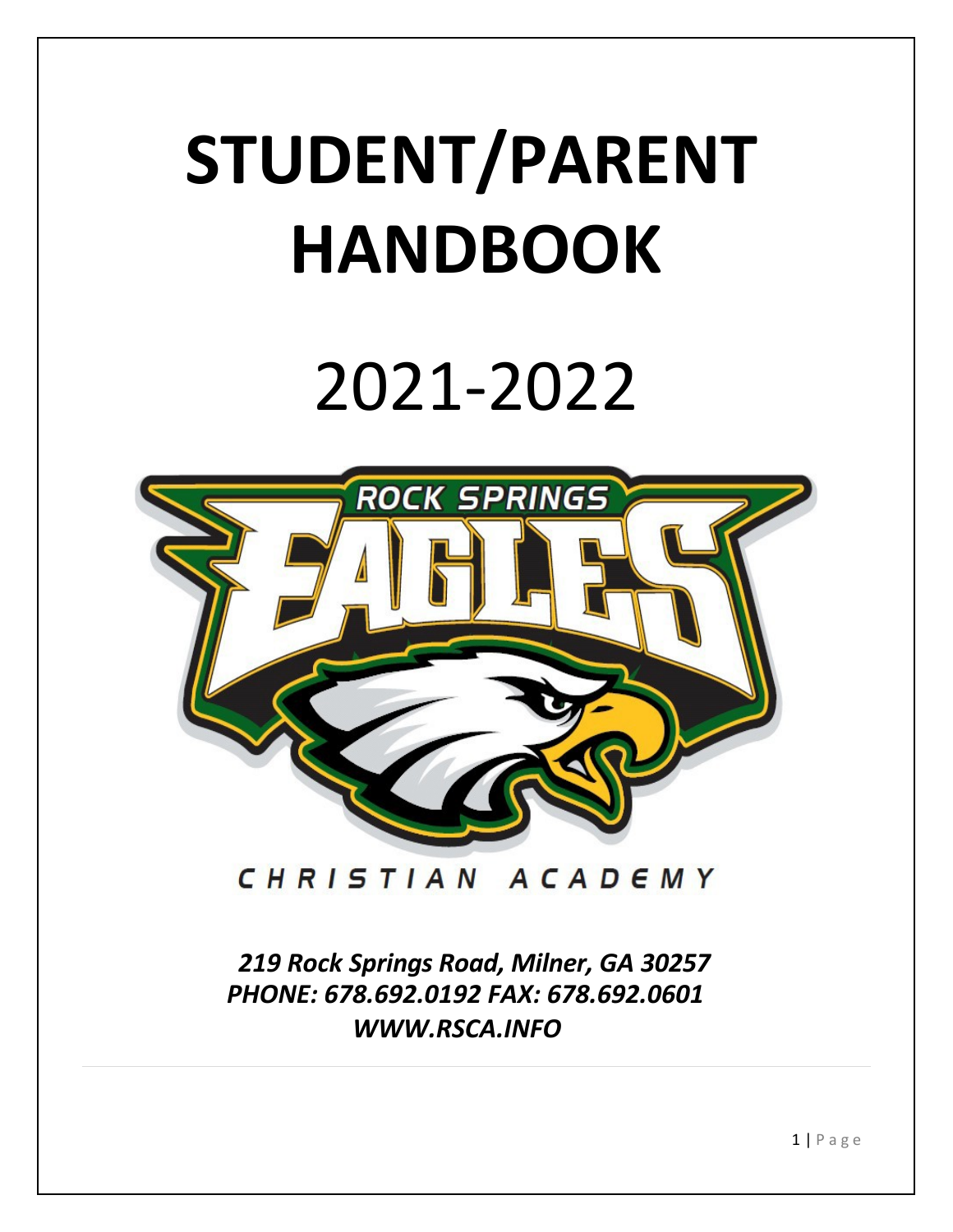# STUDENT/PARENT HANDBOOK

# 2021-2022

ROCK SPRINGS EAGLES

CHRISTIAN ACADEMY

***219 Rock Springs Road, Milner, GA 30257***
***PHONE: 678.692.0192 FAX: 678.692.0601***
***WWW.RSCA.INFO***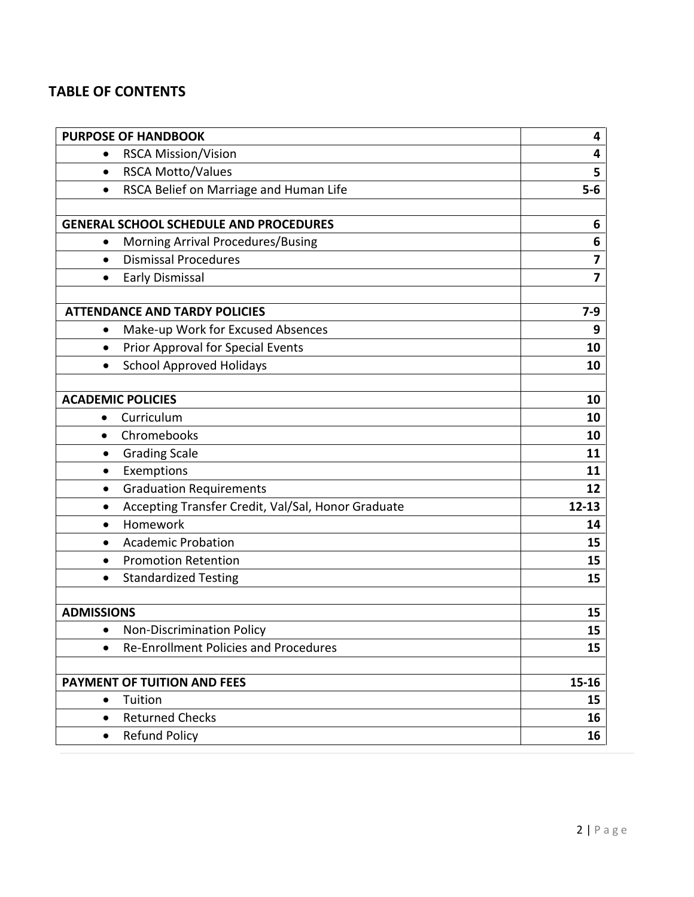## TABLE OF CONTENTS

| | |
|---|---|
| **PURPOSE OF HANDBOOK** | **4** |
| • RSCA Mission/Vision | **4** |
| • RSCA Motto/Values | **5** |
| • RSCA Belief on Marriage and Human Life | **5-6** |
| | |
| **GENERAL SCHOOL SCHEDULE AND PROCEDURES** | **6** |
| • Morning Arrival Procedures/Busing | **6** |
| • Dismissal Procedures | **7** |
| • Early Dismissal | **7** |
| | |
| **ATTENDANCE AND TARDY POLICIES** | **7-9** |
| • Make-up Work for Excused Absences | **9** |
| • Prior Approval for Special Events | **10** |
| • School Approved Holidays | **10** |
| | |
| **ACADEMIC POLICIES** | **10** |
| • Curriculum | **10** |
| • Chromebooks | **10** |
| • Grading Scale | **11** |
| • Exemptions | **11** |
| • Graduation Requirements | **12** |
| • Accepting Transfer Credit, Val/Sal, Honor Graduate | **12-13** |
| • Homework | **14** |
| • Academic Probation | **15** |
| • Promotion Retention | **15** |
| • Standardized Testing | **15** |
| | |
| **ADMISSIONS** | **15** |
| • Non-Discrimination Policy | **15** |
| • Re-Enrollment Policies and Procedures | **15** |
| | |
| **PAYMENT OF TUITION AND FEES** | **15-16** |
| • Tuition | **15** |
| • Returned Checks | **16** |
| • Refund Policy | **16** |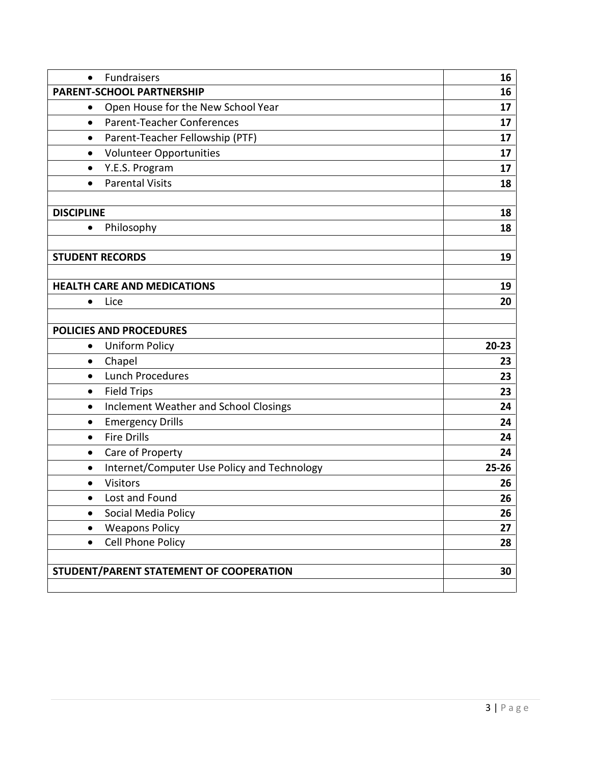| | |
|---|---|
| • Fundraisers | **16** |
| **PARENT-SCHOOL PARTNERSHIP** | **16** |
| • Open House for the New School Year | **17** |
| • Parent-Teacher Conferences | **17** |
| • Parent-Teacher Fellowship (PTF) | **17** |
| • Volunteer Opportunities | **17** |
| • Y.E.S. Program | **17** |
| • Parental Visits | **18** |
| | |
| **DISCIPLINE** | **18** |
| • Philosophy | **18** |
| | |
| **STUDENT RECORDS** | **19** |
| | |
| **HEALTH CARE AND MEDICATIONS** | **19** |
| • Lice | **20** |
| | |
| **POLICIES AND PROCEDURES** | |
| • Uniform Policy | **20-23** |
| • Chapel | **23** |
| • Lunch Procedures | **23** |
| • Field Trips | **23** |
| • Inclement Weather and School Closings | **24** |
| • Emergency Drills | **24** |
| • Fire Drills | **24** |
| • Care of Property | **24** |
| • Internet/Computer Use Policy and Technology | **25-26** |
| • Visitors | **26** |
| • Lost and Found | **26** |
| • Social Media Policy | **26** |
| • Weapons Policy | **27** |
| • Cell Phone Policy | **28** |
| | |
| **STUDENT/PARENT STATEMENT OF COOPERATION** | **30** |
| | |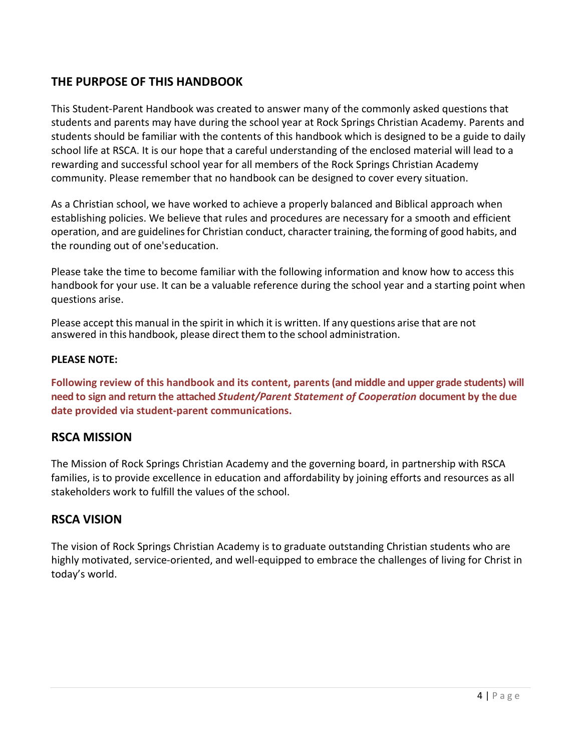## THE PURPOSE OF THIS HANDBOOK

This Student-Parent Handbook was created to answer many of the commonly asked questions that students and parents may have during the school year at Rock Springs Christian Academy. Parents and students should be familiar with the contents of this handbook which is designed to be a guide to daily school life at RSCA. It is our hope that a careful understanding of the enclosed material will lead to a rewarding and successful school year for all members of the Rock Springs Christian Academy community. Please remember that no handbook can be designed to cover every situation.

As a Christian school, we have worked to achieve a properly balanced and Biblical approach when establishing policies. We believe that rules and procedures are necessary for a smooth and efficient operation, and are guidelines for Christian conduct, character training, the forming of good habits, and the rounding out of one's education.

Please take the time to become familiar with the following information and know how to access this handbook for your use. It can be a valuable reference during the school year and a starting point when questions arise.

Please accept this manual in the spirit in which it is written. If any questions arise that are not answered in this handbook, please direct them to the school administration.

**PLEASE NOTE:**

**Following review of this handbook and its content, parents (and middle and upper grade students) will need to sign and return the attached *Student/Parent Statement of Cooperation* document by the due date provided via student-parent communications.**

## RSCA MISSION

The Mission of Rock Springs Christian Academy and the governing board, in partnership with RSCA families, is to provide excellence in education and affordability by joining efforts and resources as all stakeholders work to fulfill the values of the school.

## RSCA VISION

The vision of Rock Springs Christian Academy is to graduate outstanding Christian students who are highly motivated, service-oriented, and well-equipped to embrace the challenges of living for Christ in today's world.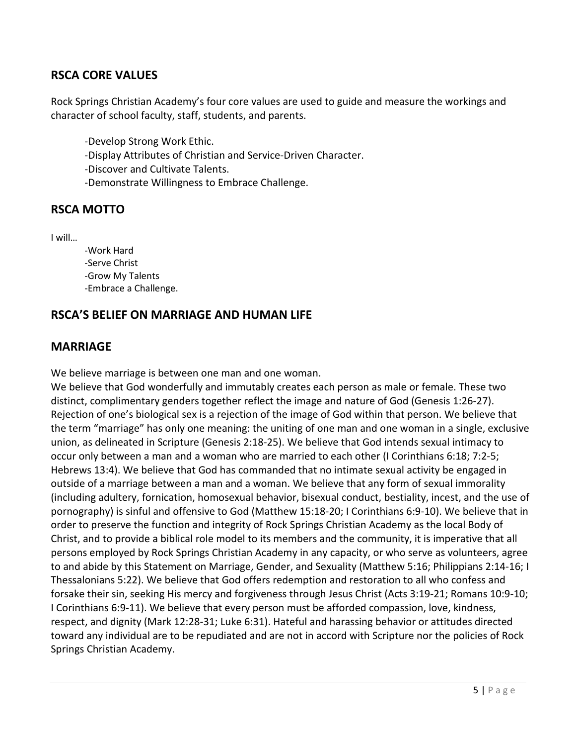## RSCA CORE VALUES

Rock Springs Christian Academy's four core values are used to guide and measure the workings and character of school faculty, staff, students, and parents.

- -Develop Strong Work Ethic.
- -Display Attributes of Christian and Service-Driven Character.
- -Discover and Cultivate Talents.
- -Demonstrate Willingness to Embrace Challenge.

## RSCA MOTTO

I will…

- -Work Hard
- -Serve Christ
- -Grow My Talents
- -Embrace a Challenge.

## RSCA'S BELIEF ON MARRIAGE AND HUMAN LIFE

## MARRIAGE

We believe marriage is between one man and one woman.
We believe that God wonderfully and immutably creates each person as male or female. These two distinct, complimentary genders together reflect the image and nature of God (Genesis 1:26-27). Rejection of one's biological sex is a rejection of the image of God within that person. We believe that the term "marriage" has only one meaning: the uniting of one man and one woman in a single, exclusive union, as delineated in Scripture (Genesis 2:18-25). We believe that God intends sexual intimacy to occur only between a man and a woman who are married to each other (I Corinthians 6:18; 7:2-5; Hebrews 13:4). We believe that God has commanded that no intimate sexual activity be engaged in outside of a marriage between a man and a woman. We believe that any form of sexual immorality (including adultery, fornication, homosexual behavior, bisexual conduct, bestiality, incest, and the use of pornography) is sinful and offensive to God (Matthew 15:18-20; I Corinthians 6:9-10). We believe that in order to preserve the function and integrity of Rock Springs Christian Academy as the local Body of Christ, and to provide a biblical role model to its members and the community, it is imperative that all persons employed by Rock Springs Christian Academy in any capacity, or who serve as volunteers, agree to and abide by this Statement on Marriage, Gender, and Sexuality (Matthew 5:16; Philippians 2:14-16; I Thessalonians 5:22). We believe that God offers redemption and restoration to all who confess and forsake their sin, seeking His mercy and forgiveness through Jesus Christ (Acts 3:19-21; Romans 10:9-10; I Corinthians 6:9-11). We believe that every person must be afforded compassion, love, kindness, respect, and dignity (Mark 12:28-31; Luke 6:31). Hateful and harassing behavior or attitudes directed toward any individual are to be repudiated and are not in accord with Scripture nor the policies of Rock Springs Christian Academy.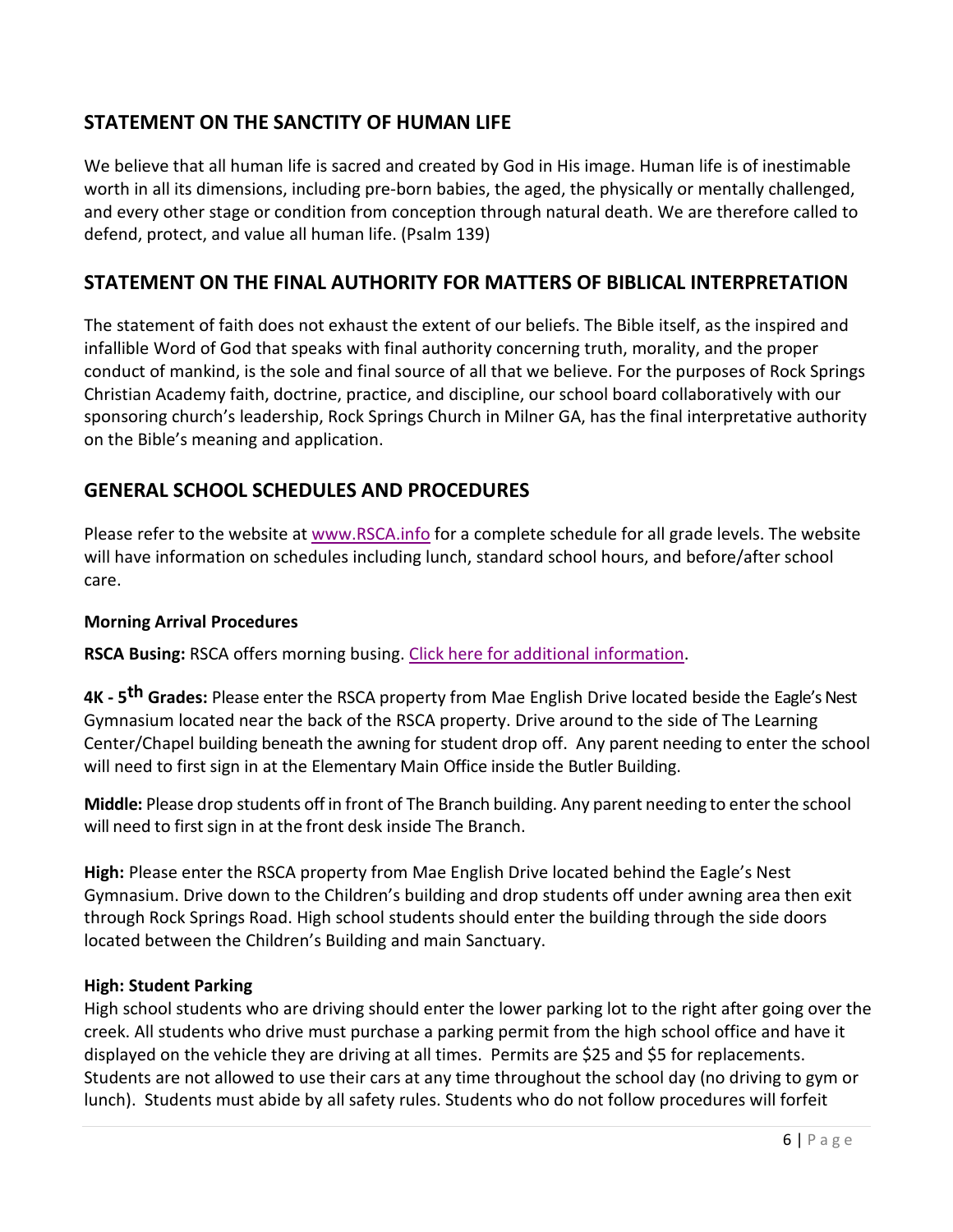## STATEMENT ON THE SANCTITY OF HUMAN LIFE

We believe that all human life is sacred and created by God in His image. Human life is of inestimable worth in all its dimensions, including pre-born babies, the aged, the physically or mentally challenged, and every other stage or condition from conception through natural death. We are therefore called to defend, protect, and value all human life. (Psalm 139)

## STATEMENT ON THE FINAL AUTHORITY FOR MATTERS OF BIBLICAL INTERPRETATION

The statement of faith does not exhaust the extent of our beliefs. The Bible itself, as the inspired and infallible Word of God that speaks with final authority concerning truth, morality, and the proper conduct of mankind, is the sole and final source of all that we believe. For the purposes of Rock Springs Christian Academy faith, doctrine, practice, and discipline, our school board collaboratively with our sponsoring church's leadership, Rock Springs Church in Milner GA, has the final interpretative authority on the Bible's meaning and application.

## GENERAL SCHOOL SCHEDULES AND PROCEDURES

Please refer to the website at [www.RSCA.info](www.RSCA.info) for a complete schedule for all grade levels. The website will have information on schedules including lunch, standard school hours, and before/after school care.

### Morning Arrival Procedures

**RSCA Busing:** RSCA offers morning busing. Click here for additional information.

**4K - 5th Grades:** Please enter the RSCA property from Mae English Drive located beside the Eagle's Nest Gymnasium located near the back of the RSCA property. Drive around to the side of The Learning Center/Chapel building beneath the awning for student drop off. Any parent needing to enter the school will need to first sign in at the Elementary Main Office inside the Butler Building.

**Middle:** Please drop students off in front of The Branch building. Any parent needing to enter the school will need to first sign in at the front desk inside The Branch.

**High:** Please enter the RSCA property from Mae English Drive located behind the Eagle's Nest Gymnasium. Drive down to the Children's building and drop students off under awning area then exit through Rock Springs Road. High school students should enter the building through the side doors located between the Children's Building and main Sanctuary.

### High: Student Parking

High school students who are driving should enter the lower parking lot to the right after going over the creek. All students who drive must purchase a parking permit from the high school office and have it displayed on the vehicle they are driving at all times. Permits are $25 and $5 for replacements. Students are not allowed to use their cars at any time throughout the school day (no driving to gym or lunch). Students must abide by all safety rules. Students who do not follow procedures will forfeit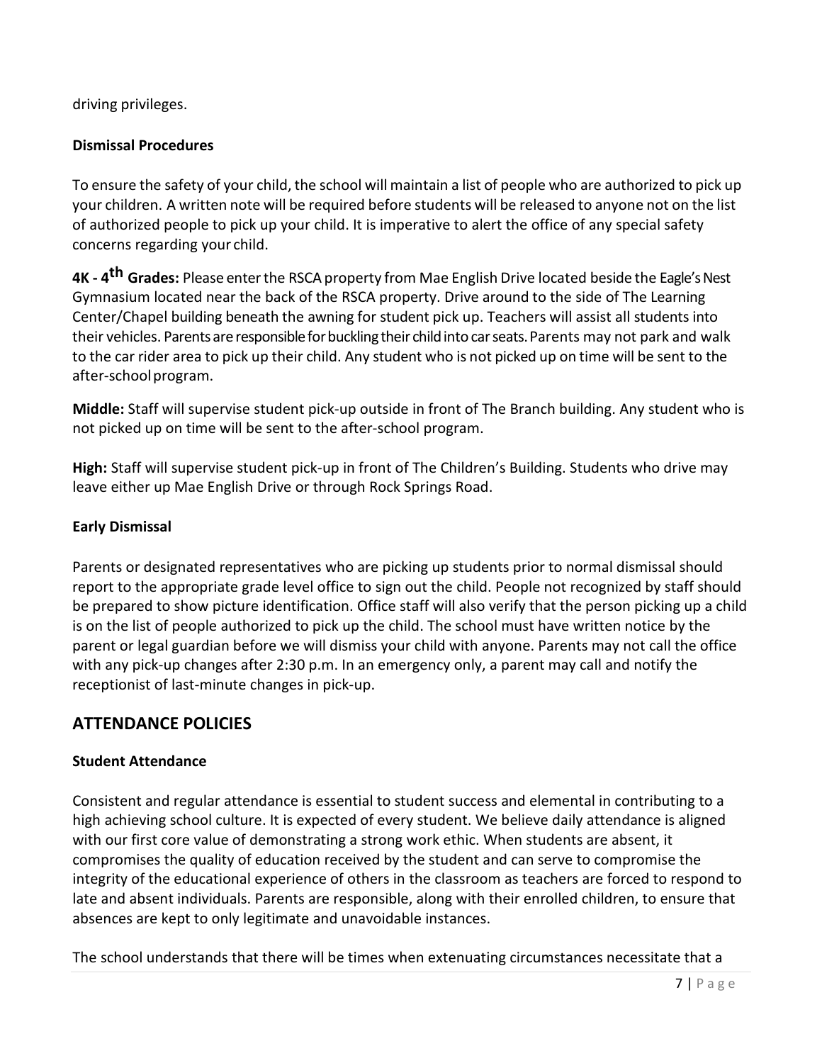driving privileges.

**Dismissal Procedures**

To ensure the safety of your child, the school will maintain a list of people who are authorized to pick up your children. A written note will be required before students will be released to anyone not on the list of authorized people to pick up your child. It is imperative to alert the office of any special safety concerns regarding your child.

**4K - 4th Grades:** Please enter the RSCA property from Mae English Drive located beside the Eagle's Nest Gymnasium located near the back of the RSCA property. Drive around to the side of The Learning Center/Chapel building beneath the awning for student pick up. Teachers will assist all students into their vehicles. Parents are responsible for buckling their child into car seats. Parents may not park and walk to the car rider area to pick up their child. Any student who is not picked up on time will be sent to the after-school program.

**Middle:** Staff will supervise student pick-up outside in front of The Branch building. Any student who is not picked up on time will be sent to the after-school program.

**High:** Staff will supervise student pick-up in front of The Children's Building. Students who drive may leave either up Mae English Drive or through Rock Springs Road.

**Early Dismissal**

Parents or designated representatives who are picking up students prior to normal dismissal should report to the appropriate grade level office to sign out the child. People not recognized by staff should be prepared to show picture identification. Office staff will also verify that the person picking up a child is on the list of people authorized to pick up the child. The school must have written notice by the parent or legal guardian before we will dismiss your child with anyone. Parents may not call the office with any pick-up changes after 2:30 p.m. In an emergency only, a parent may call and notify the receptionist of last-minute changes in pick-up.

## ATTENDANCE POLICIES

**Student Attendance**

Consistent and regular attendance is essential to student success and elemental in contributing to a high achieving school culture. It is expected of every student. We believe daily attendance is aligned with our first core value of demonstrating a strong work ethic. When students are absent, it compromises the quality of education received by the student and can serve to compromise the integrity of the educational experience of others in the classroom as teachers are forced to respond to late and absent individuals. Parents are responsible, along with their enrolled children, to ensure that absences are kept to only legitimate and unavoidable instances.

The school understands that there will be times when extenuating circumstances necessitate that a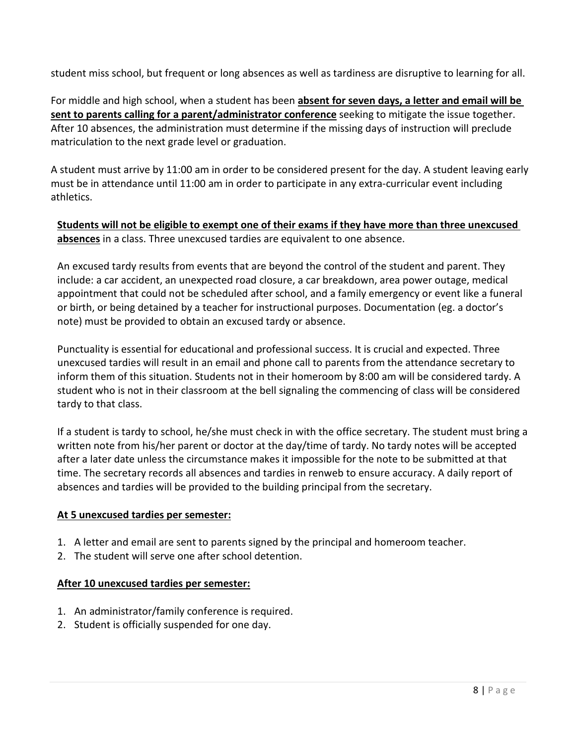student miss school, but frequent or long absences as well as tardiness are disruptive to learning for all.

For middle and high school, when a student has been **absent for seven days, a letter and email will be sent to parents calling for a parent/administrator conference** seeking to mitigate the issue together. After 10 absences, the administration must determine if the missing days of instruction will preclude matriculation to the next grade level or graduation.

A student must arrive by 11:00 am in order to be considered present for the day. A student leaving early must be in attendance until 11:00 am in order to participate in any extra-curricular event including athletics.

**Students will not be eligible to exempt one of their exams if they have more than three unexcused absences** in a class. Three unexcused tardies are equivalent to one absence.

An excused tardy results from events that are beyond the control of the student and parent. They include: a car accident, an unexpected road closure, a car breakdown, area power outage, medical appointment that could not be scheduled after school, and a family emergency or event like a funeral or birth, or being detained by a teacher for instructional purposes. Documentation (eg. a doctor's note) must be provided to obtain an excused tardy or absence.

Punctuality is essential for educational and professional success. It is crucial and expected. Three unexcused tardies will result in an email and phone call to parents from the attendance secretary to inform them of this situation. Students not in their homeroom by 8:00 am will be considered tardy. A student who is not in their classroom at the bell signaling the commencing of class will be considered tardy to that class.

If a student is tardy to school, he/she must check in with the office secretary. The student must bring a written note from his/her parent or doctor at the day/time of tardy. No tardy notes will be accepted after a later date unless the circumstance makes it impossible for the note to be submitted at that time. The secretary records all absences and tardies in renweb to ensure accuracy. A daily report of absences and tardies will be provided to the building principal from the secretary.

**At 5 unexcused tardies per semester:**

1. A letter and email are sent to parents signed by the principal and homeroom teacher.
2. The student will serve one after school detention.

**After 10 unexcused tardies per semester:**

1. An administrator/family conference is required.
2. Student is officially suspended for one day.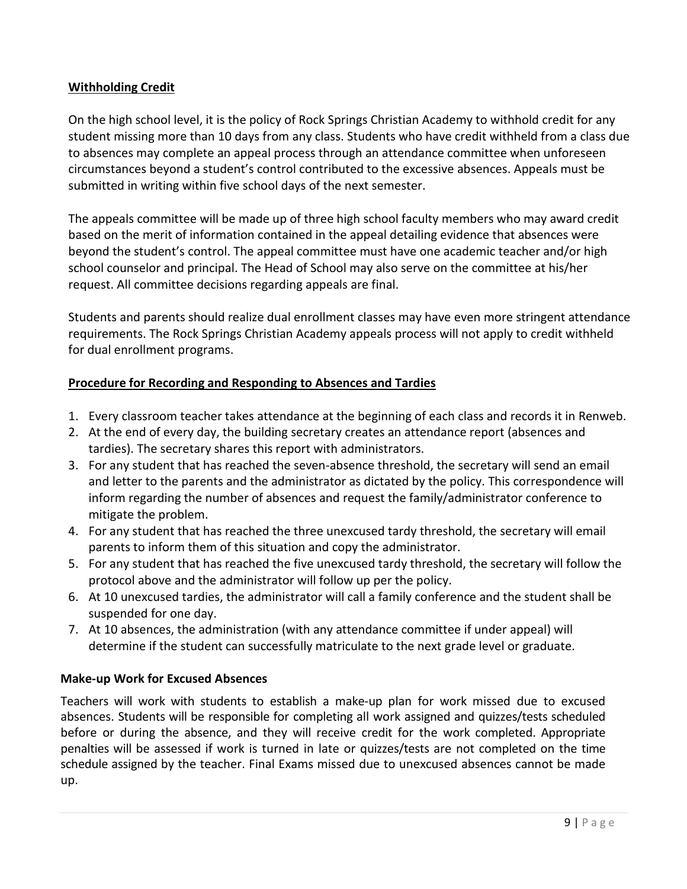## Withholding Credit

On the high school level, it is the policy of Rock Springs Christian Academy to withhold credit for any student missing more than 10 days from any class. Students who have credit withheld from a class due to absences may complete an appeal process through an attendance committee when unforeseen circumstances beyond a student's control contributed to the excessive absences. Appeals must be submitted in writing within five school days of the next semester.

The appeals committee will be made up of three high school faculty members who may award credit based on the merit of information contained in the appeal detailing evidence that absences were beyond the student's control. The appeal committee must have one academic teacher and/or high school counselor and principal. The Head of School may also serve on the committee at his/her request. All committee decisions regarding appeals are final.

Students and parents should realize dual enrollment classes may have even more stringent attendance requirements. The Rock Springs Christian Academy appeals process will not apply to credit withheld for dual enrollment programs.

## Procedure for Recording and Responding to Absences and Tardies

1. Every classroom teacher takes attendance at the beginning of each class and records it in Renweb.
2. At the end of every day, the building secretary creates an attendance report (absences and tardies). The secretary shares this report with administrators.
3. For any student that has reached the seven-absence threshold, the secretary will send an email and letter to the parents and the administrator as dictated by the policy. This correspondence will inform regarding the number of absences and request the family/administrator conference to mitigate the problem.
4. For any student that has reached the three unexcused tardy threshold, the secretary will email parents to inform them of this situation and copy the administrator.
5. For any student that has reached the five unexcused tardy threshold, the secretary will follow the protocol above and the administrator will follow up per the policy.
6. At 10 unexcused tardies, the administrator will call a family conference and the student shall be suspended for one day.
7. At 10 absences, the administration (with any attendance committee if under appeal) will determine if the student can successfully matriculate to the next grade level or graduate.

### Make-up Work for Excused Absences

Teachers will work with students to establish a make-up plan for work missed due to excused absences. Students will be responsible for completing all work assigned and quizzes/tests scheduled before or during the absence, and they will receive credit for the work completed. Appropriate penalties will be assessed if work is turned in late or quizzes/tests are not completed on the time schedule assigned by the teacher. Final Exams missed due to unexcused absences cannot be made up.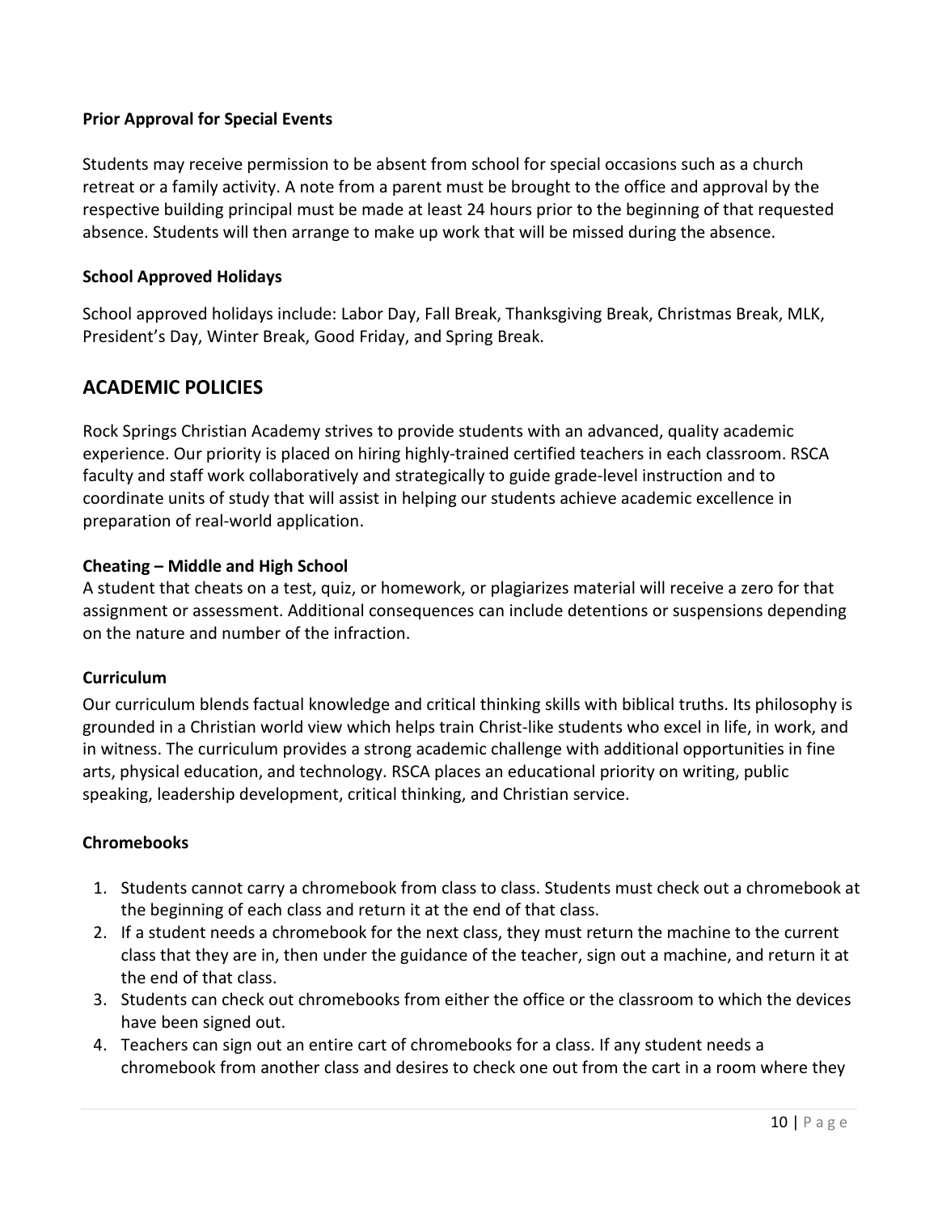**Prior Approval for Special Events**

Students may receive permission to be absent from school for special occasions such as a church retreat or a family activity. A note from a parent must be brought to the office and approval by the respective building principal must be made at least 24 hours prior to the beginning of that requested absence. Students will then arrange to make up work that will be missed during the absence.

**School Approved Holidays**

School approved holidays include: Labor Day, Fall Break, Thanksgiving Break, Christmas Break, MLK, President's Day, Winter Break, Good Friday, and Spring Break.

## ACADEMIC POLICIES

Rock Springs Christian Academy strives to provide students with an advanced, quality academic experience. Our priority is placed on hiring highly-trained certified teachers in each classroom. RSCA faculty and staff work collaboratively and strategically to guide grade-level instruction and to coordinate units of study that will assist in helping our students achieve academic excellence in preparation of real-world application.

**Cheating – Middle and High School**

A student that cheats on a test, quiz, or homework, or plagiarizes material will receive a zero for that assignment or assessment. Additional consequences can include detentions or suspensions depending on the nature and number of the infraction.

**Curriculum**

Our curriculum blends factual knowledge and critical thinking skills with biblical truths. Its philosophy is grounded in a Christian world view which helps train Christ-like students who excel in life, in work, and in witness. The curriculum provides a strong academic challenge with additional opportunities in fine arts, physical education, and technology. RSCA places an educational priority on writing, public speaking, leadership development, critical thinking, and Christian service.

**Chromebooks**

1. Students cannot carry a chromebook from class to class. Students must check out a chromebook at the beginning of each class and return it at the end of that class.
2. If a student needs a chromebook for the next class, they must return the machine to the current class that they are in, then under the guidance of the teacher, sign out a machine, and return it at the end of that class.
3. Students can check out chromebooks from either the office or the classroom to which the devices have been signed out.
4. Teachers can sign out an entire cart of chromebooks for a class. If any student needs a chromebook from another class and desires to check one out from the cart in a room where they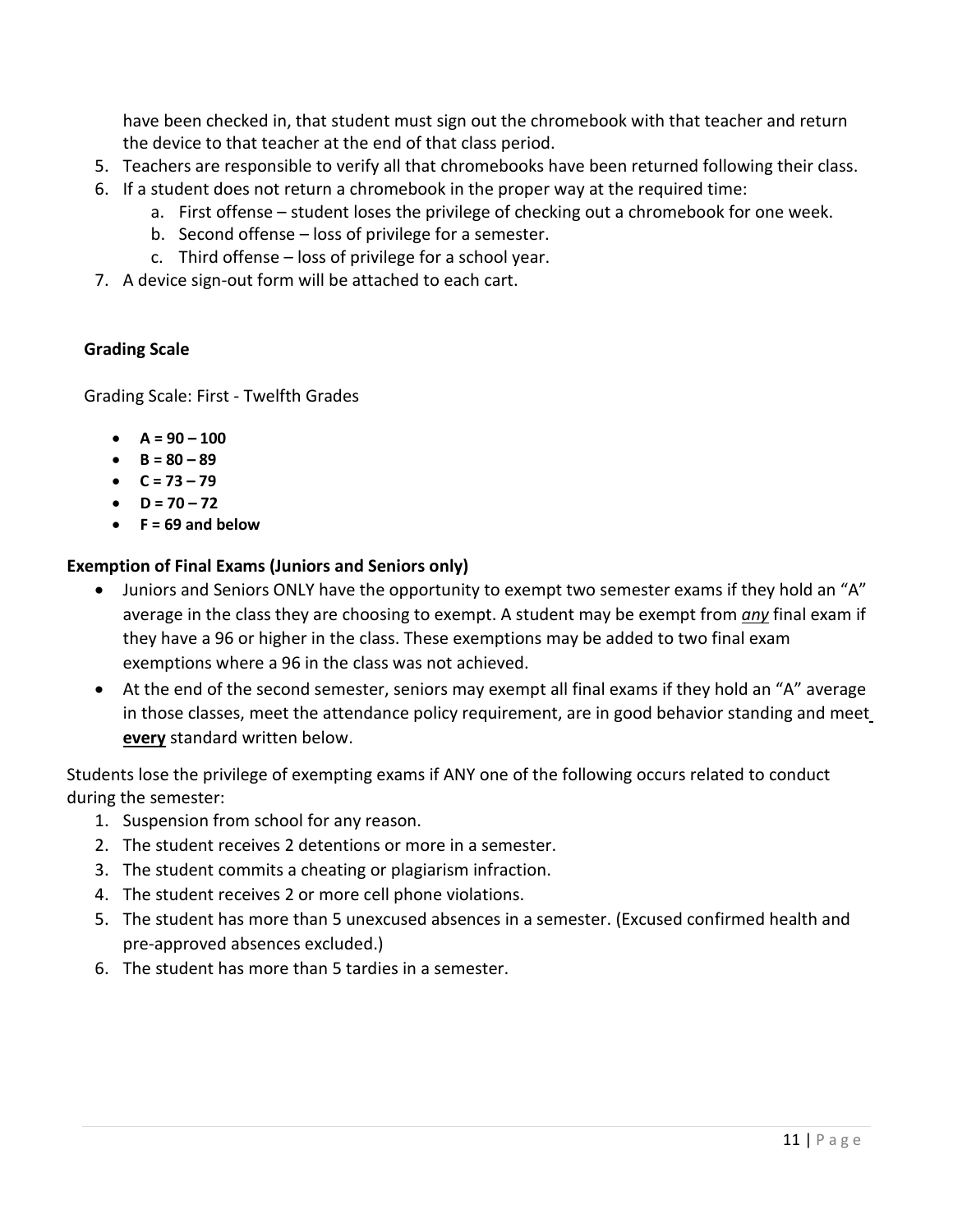have been checked in, that student must sign out the chromebook with that teacher and return the device to that teacher at the end of that class period.

5. Teachers are responsible to verify all that chromebooks have been returned following their class.
6. If a student does not return a chromebook in the proper way at the required time:
   a. First offense – student loses the privilege of checking out a chromebook for one week.
   b. Second offense – loss of privilege for a semester.
   c. Third offense – loss of privilege for a school year.
7. A device sign-out form will be attached to each cart.

**Grading Scale**

Grading Scale: First - Twelfth Grades

- **A = 90 – 100**
- **B = 80 – 89**
- **C = 73 – 79**
- **D = 70 – 72**
- **F = 69 and below**

**Exemption of Final Exams (Juniors and Seniors only)**

- Juniors and Seniors ONLY have the opportunity to exempt two semester exams if they hold an "A" average in the class they are choosing to exempt. A student may be exempt from ***any*** final exam if they have a 96 or higher in the class. These exemptions may be added to two final exam exemptions where a 96 in the class was not achieved.
- At the end of the second semester, seniors may exempt all final exams if they hold an "A" average in those classes, meet the attendance policy requirement, are in good behavior standing and meet **every** standard written below.

Students lose the privilege of exempting exams if ANY one of the following occurs related to conduct during the semester:

1. Suspension from school for any reason.
2. The student receives 2 detentions or more in a semester.
3. The student commits a cheating or plagiarism infraction.
4. The student receives 2 or more cell phone violations.
5. The student has more than 5 unexcused absences in a semester. (Excused confirmed health and pre-approved absences excluded.)
6. The student has more than 5 tardies in a semester.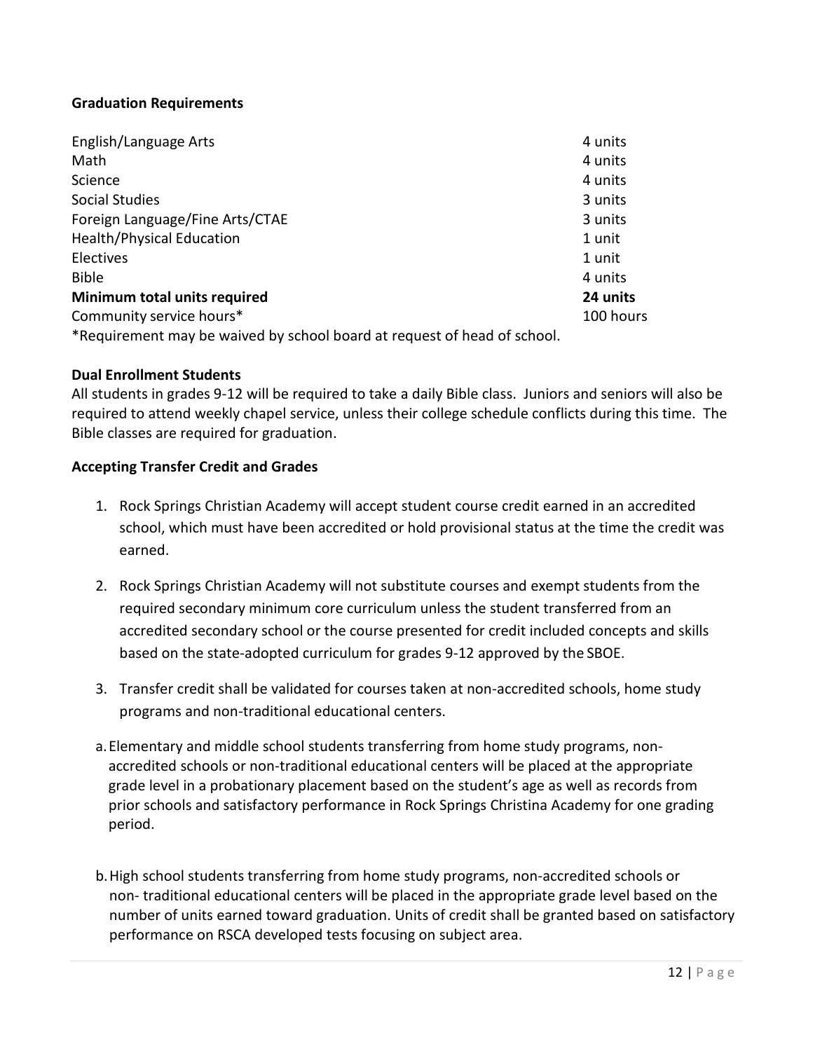### Graduation Requirements

| | |
|---|---|
| English/Language Arts | 4 units |
| Math | 4 units |
| Science | 4 units |
| Social Studies | 3 units |
| Foreign Language/Fine Arts/CTAE | 3 units |
| Health/Physical Education | 1 unit |
| Electives | 1 unit |
| Bible | 4 units |
| **Minimum total units required** | **24 units** |
| Community service hours* | 100 hours |

*Requirement may be waived by school board at request of head of school.

### Dual Enrollment Students

All students in grades 9-12 will be required to take a daily Bible class. Juniors and seniors will also be required to attend weekly chapel service, unless their college schedule conflicts during this time. The Bible classes are required for graduation.

### Accepting Transfer Credit and Grades

1. Rock Springs Christian Academy will accept student course credit earned in an accredited school, which must have been accredited or hold provisional status at the time the credit was earned.

2. Rock Springs Christian Academy will not substitute courses and exempt students from the required secondary minimum core curriculum unless the student transferred from an accredited secondary school or the course presented for credit included concepts and skills based on the state-adopted curriculum for grades 9-12 approved by the SBOE.

3. Transfer credit shall be validated for courses taken at non-accredited schools, home study programs and non-traditional educational centers.

a. Elementary and middle school students transferring from home study programs, non-accredited schools or non-traditional educational centers will be placed at the appropriate grade level in a probationary placement based on the student's age as well as records from prior schools and satisfactory performance in Rock Springs Christina Academy for one grading period.

b. High school students transferring from home study programs, non-accredited schools or non- traditional educational centers will be placed in the appropriate grade level based on the number of units earned toward graduation. Units of credit shall be granted based on satisfactory performance on RSCA developed tests focusing on subject area.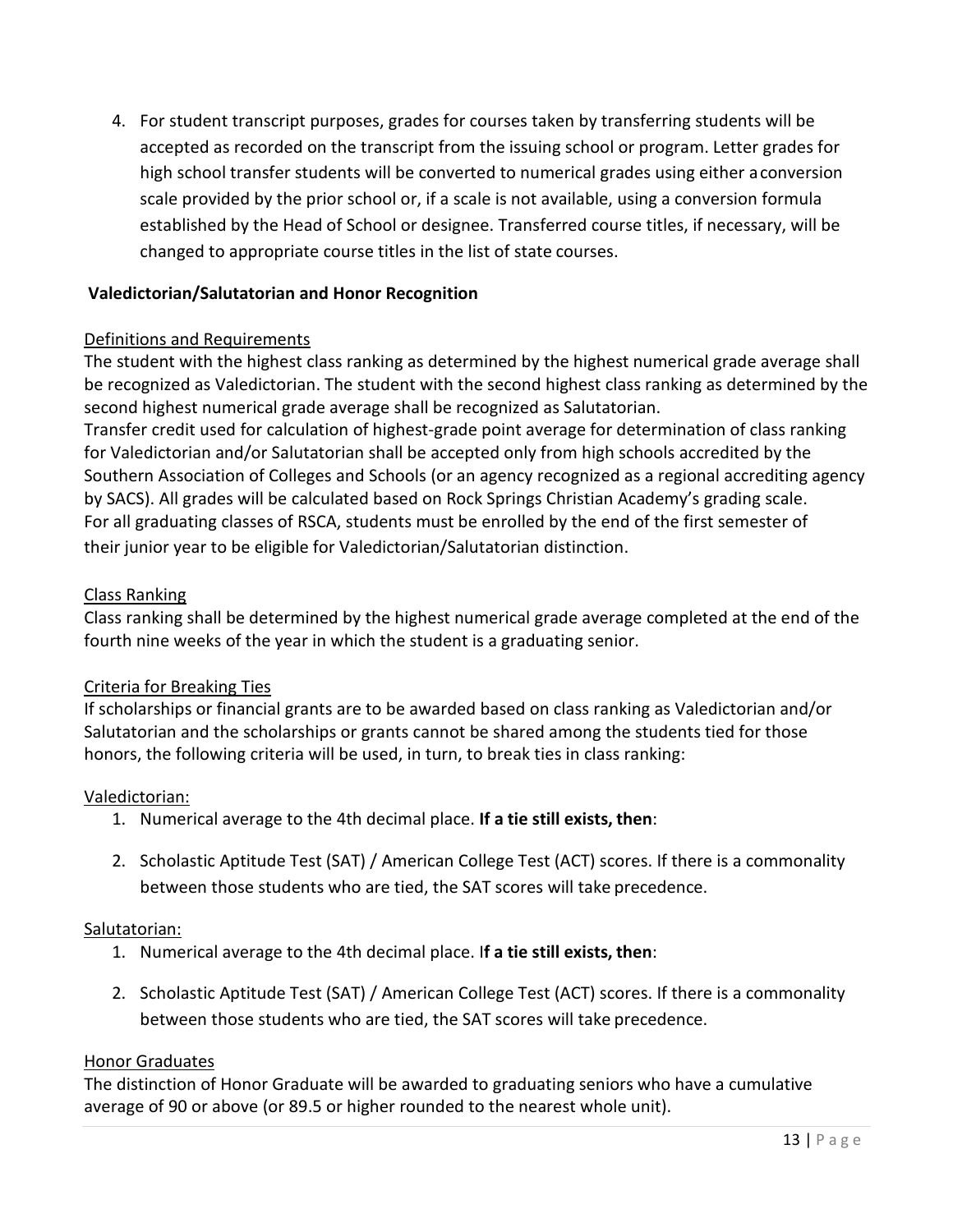4. For student transcript purposes, grades for courses taken by transferring students will be accepted as recorded on the transcript from the issuing school or program. Letter grades for high school transfer students will be converted to numerical grades using either a conversion scale provided by the prior school or, if a scale is not available, using a conversion formula established by the Head of School or designee. Transferred course titles, if necessary, will be changed to appropriate course titles in the list of state courses.

**Valedictorian/Salutatorian and Honor Recognition**

<u>Definitions and Requirements</u>

The student with the highest class ranking as determined by the highest numerical grade average shall be recognized as Valedictorian. The student with the second highest class ranking as determined by the second highest numerical grade average shall be recognized as Salutatorian.

Transfer credit used for calculation of highest-grade point average for determination of class ranking for Valedictorian and/or Salutatorian shall be accepted only from high schools accredited by the Southern Association of Colleges and Schools (or an agency recognized as a regional accrediting agency by SACS). All grades will be calculated based on Rock Springs Christian Academy's grading scale.

For all graduating classes of RSCA, students must be enrolled by the end of the first semester of their junior year to be eligible for Valedictorian/Salutatorian distinction.

<u>Class Ranking</u>

Class ranking shall be determined by the highest numerical grade average completed at the end of the fourth nine weeks of the year in which the student is a graduating senior.

<u>Criteria for Breaking Ties</u>

If scholarships or financial grants are to be awarded based on class ranking as Valedictorian and/or Salutatorian and the scholarships or grants cannot be shared among the students tied for those honors, the following criteria will be used, in turn, to break ties in class ranking:

<u>Valedictorian:</u>

1. Numerical average to the 4th decimal place. **If a tie still exists, then**:
2. Scholastic Aptitude Test (SAT) / American College Test (ACT) scores. If there is a commonality between those students who are tied, the SAT scores will take precedence.

<u>Salutatorian:</u>

1. Numerical average to the 4th decimal place. I**f a tie still exists, then**:
2. Scholastic Aptitude Test (SAT) / American College Test (ACT) scores. If there is a commonality between those students who are tied, the SAT scores will take precedence.

<u>Honor Graduates</u>

The distinction of Honor Graduate will be awarded to graduating seniors who have a cumulative average of 90 or above (or 89.5 or higher rounded to the nearest whole unit).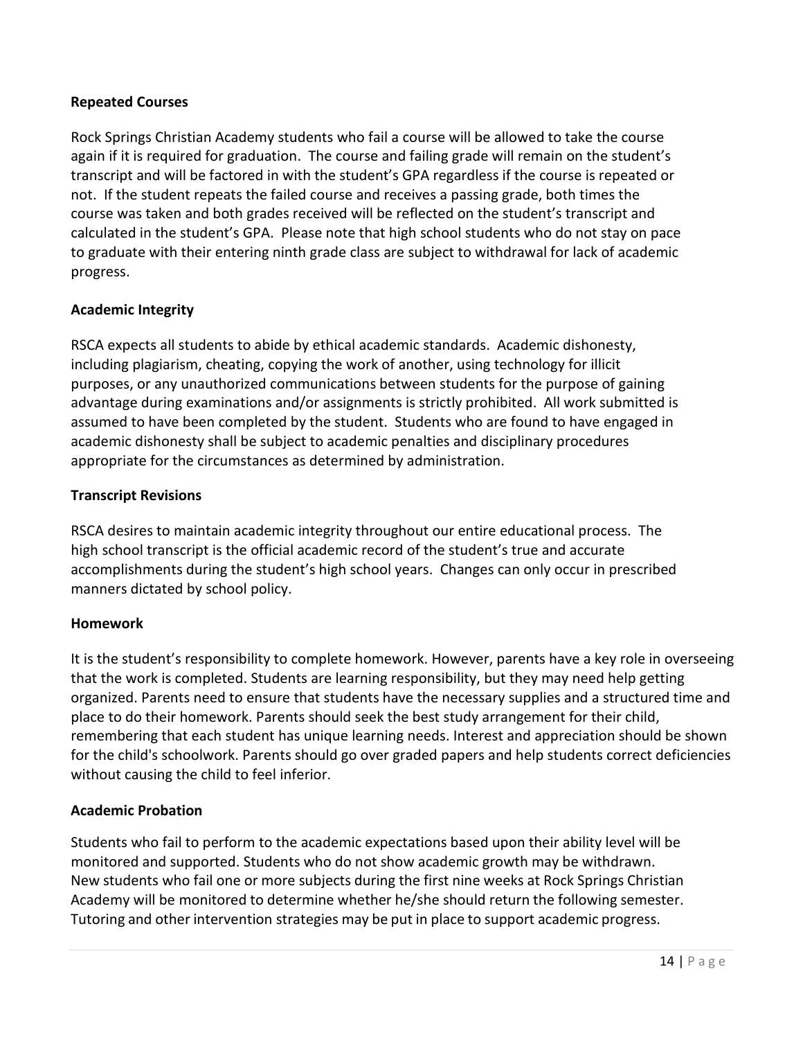**Repeated Courses**

Rock Springs Christian Academy students who fail a course will be allowed to take the course again if it is required for graduation. The course and failing grade will remain on the student's transcript and will be factored in with the student's GPA regardless if the course is repeated or not. If the student repeats the failed course and receives a passing grade, both times the course was taken and both grades received will be reflected on the student's transcript and calculated in the student's GPA. Please note that high school students who do not stay on pace to graduate with their entering ninth grade class are subject to withdrawal for lack of academic progress.

**Academic Integrity**

RSCA expects all students to abide by ethical academic standards. Academic dishonesty, including plagiarism, cheating, copying the work of another, using technology for illicit purposes, or any unauthorized communications between students for the purpose of gaining advantage during examinations and/or assignments is strictly prohibited. All work submitted is assumed to have been completed by the student. Students who are found to have engaged in academic dishonesty shall be subject to academic penalties and disciplinary procedures appropriate for the circumstances as determined by administration.

**Transcript Revisions**

RSCA desires to maintain academic integrity throughout our entire educational process. The high school transcript is the official academic record of the student's true and accurate accomplishments during the student's high school years. Changes can only occur in prescribed manners dictated by school policy.

**Homework**

It is the student's responsibility to complete homework. However, parents have a key role in overseeing that the work is completed. Students are learning responsibility, but they may need help getting organized. Parents need to ensure that students have the necessary supplies and a structured time and place to do their homework. Parents should seek the best study arrangement for their child, remembering that each student has unique learning needs. Interest and appreciation should be shown for the child's schoolwork. Parents should go over graded papers and help students correct deficiencies without causing the child to feel inferior.

**Academic Probation**

Students who fail to perform to the academic expectations based upon their ability level will be monitored and supported. Students who do not show academic growth may be withdrawn. New students who fail one or more subjects during the first nine weeks at Rock Springs Christian Academy will be monitored to determine whether he/she should return the following semester. Tutoring and other intervention strategies may be put in place to support academic progress.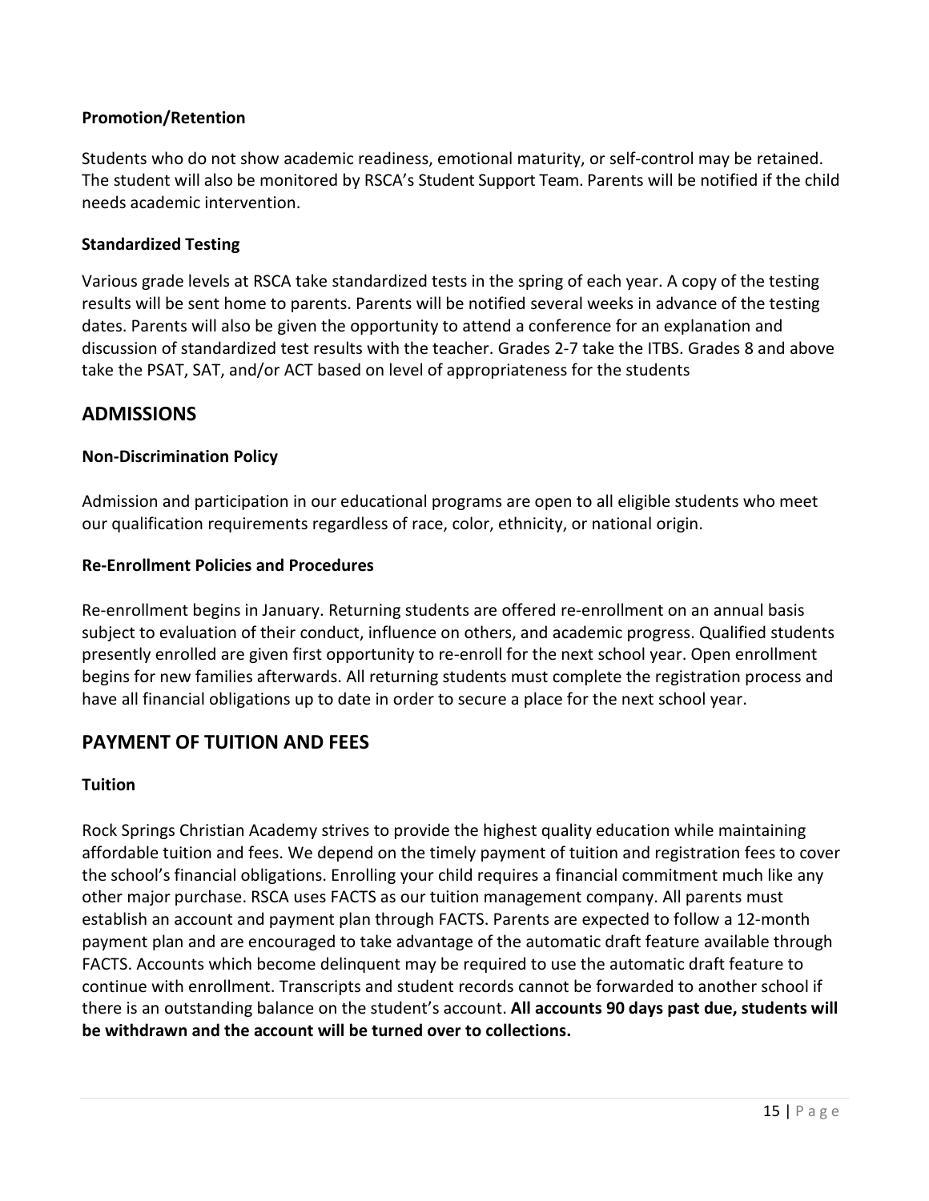### Promotion/Retention

Students who do not show academic readiness, emotional maturity, or self-control may be retained. The student will also be monitored by RSCA's Student Support Team. Parents will be notified if the child needs academic intervention.

### Standardized Testing

Various grade levels at RSCA take standardized tests in the spring of each year. A copy of the testing results will be sent home to parents. Parents will be notified several weeks in advance of the testing dates. Parents will also be given the opportunity to attend a conference for an explanation and discussion of standardized test results with the teacher. Grades 2-7 take the ITBS. Grades 8 and above take the PSAT, SAT, and/or ACT based on level of appropriateness for the students

## ADMISSIONS

### Non-Discrimination Policy

Admission and participation in our educational programs are open to all eligible students who meet our qualification requirements regardless of race, color, ethnicity, or national origin.

### Re-Enrollment Policies and Procedures

Re-enrollment begins in January. Returning students are offered re-enrollment on an annual basis subject to evaluation of their conduct, influence on others, and academic progress. Qualified students presently enrolled are given first opportunity to re-enroll for the next school year. Open enrollment begins for new families afterwards. All returning students must complete the registration process and have all financial obligations up to date in order to secure a place for the next school year.

## PAYMENT OF TUITION AND FEES

### Tuition

Rock Springs Christian Academy strives to provide the highest quality education while maintaining affordable tuition and fees. We depend on the timely payment of tuition and registration fees to cover the school's financial obligations. Enrolling your child requires a financial commitment much like any other major purchase. RSCA uses FACTS as our tuition management company. All parents must establish an account and payment plan through FACTS. Parents are expected to follow a 12-month payment plan and are encouraged to take advantage of the automatic draft feature available through FACTS. Accounts which become delinquent may be required to use the automatic draft feature to continue with enrollment. Transcripts and student records cannot be forwarded to another school if there is an outstanding balance on the student's account. **All accounts 90 days past due, students will be withdrawn and the account will be turned over to collections.**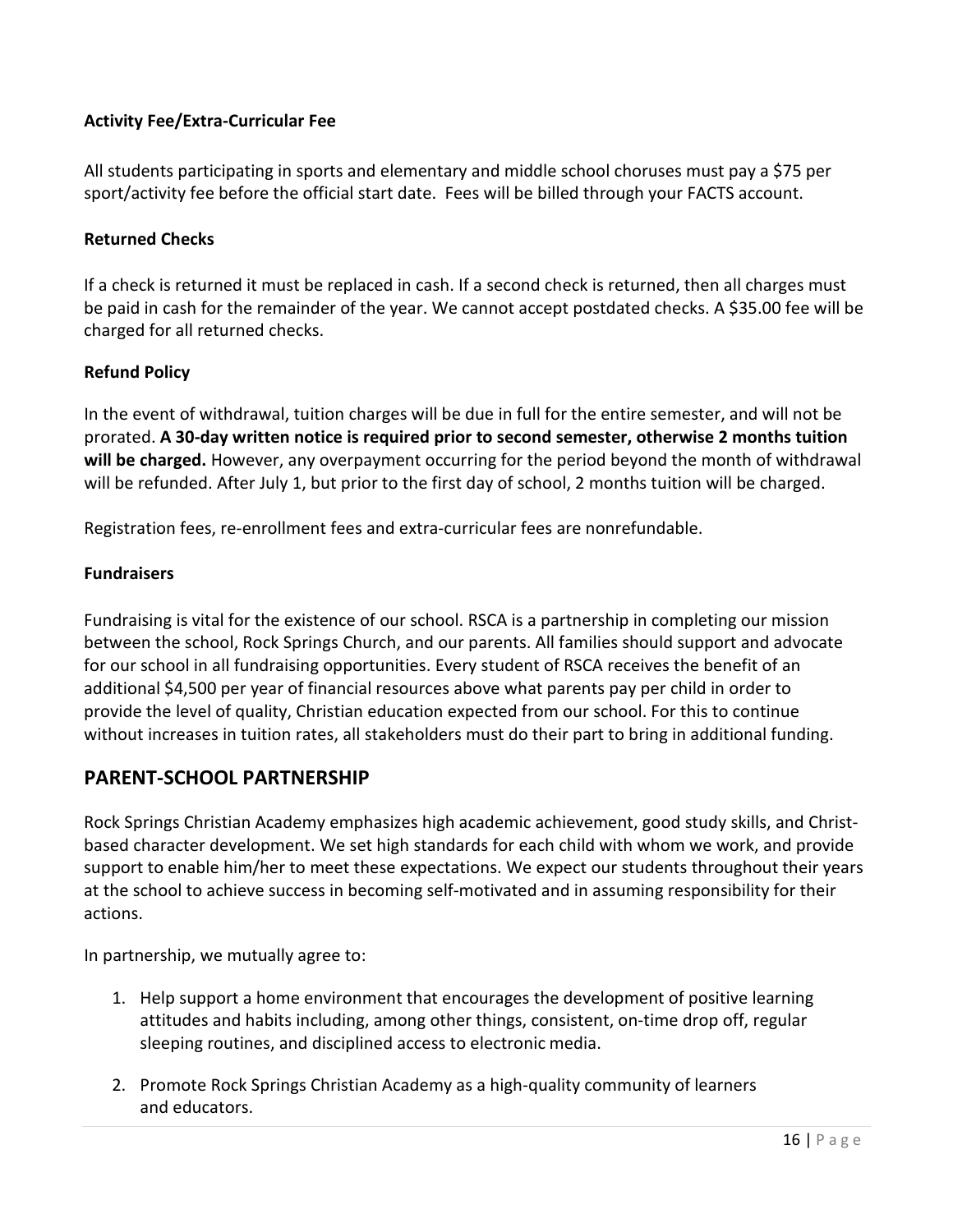**Activity Fee/Extra-Curricular Fee**

All students participating in sports and elementary and middle school choruses must pay a $75 per sport/activity fee before the official start date. Fees will be billed through your FACTS account.

**Returned Checks**

If a check is returned it must be replaced in cash. If a second check is returned, then all charges must be paid in cash for the remainder of the year. We cannot accept postdated checks. A $35.00 fee will be charged for all returned checks.

**Refund Policy**

In the event of withdrawal, tuition charges will be due in full for the entire semester, and will not be prorated. **A 30-day written notice is required prior to second semester, otherwise 2 months tuition will be charged.** However, any overpayment occurring for the period beyond the month of withdrawal will be refunded. After July 1, but prior to the first day of school, 2 months tuition will be charged.

Registration fees, re-enrollment fees and extra-curricular fees are nonrefundable.

**Fundraisers**

Fundraising is vital for the existence of our school. RSCA is a partnership in completing our mission between the school, Rock Springs Church, and our parents. All families should support and advocate for our school in all fundraising opportunities. Every student of RSCA receives the benefit of an additional $4,500 per year of financial resources above what parents pay per child in order to provide the level of quality, Christian education expected from our school. For this to continue without increases in tuition rates, all stakeholders must do their part to bring in additional funding.

## PARENT-SCHOOL PARTNERSHIP

Rock Springs Christian Academy emphasizes high academic achievement, good study skills, and Christ-based character development. We set high standards for each child with whom we work, and provide support to enable him/her to meet these expectations. We expect our students throughout their years at the school to achieve success in becoming self-motivated and in assuming responsibility for their actions.

In partnership, we mutually agree to:

1. Help support a home environment that encourages the development of positive learning attitudes and habits including, among other things, consistent, on-time drop off, regular sleeping routines, and disciplined access to electronic media.
2. Promote Rock Springs Christian Academy as a high-quality community of learners and educators.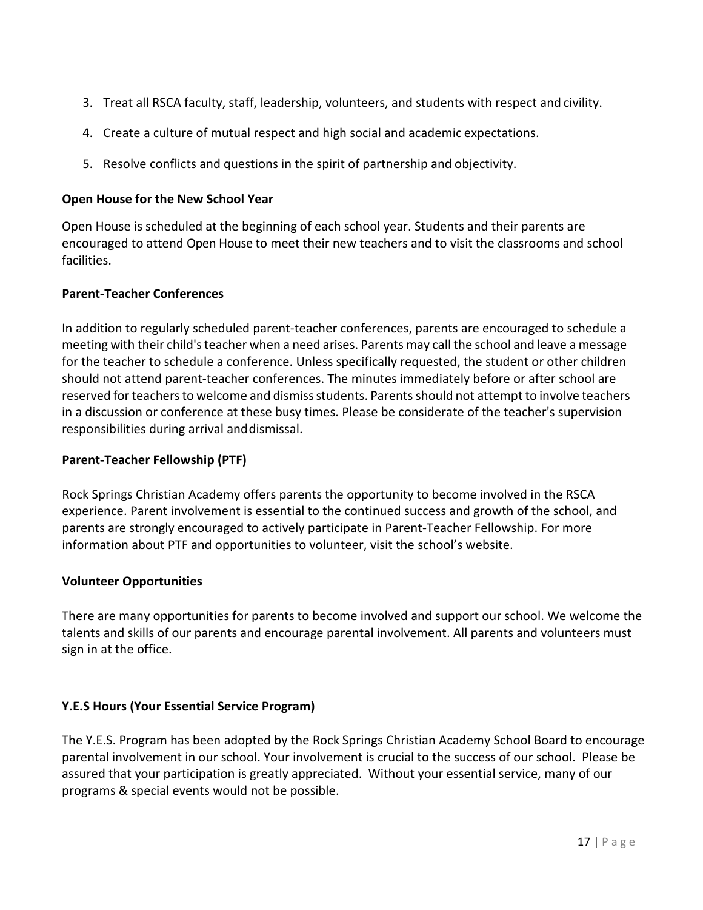3. Treat all RSCA faculty, staff, leadership, volunteers, and students with respect and civility.
4. Create a culture of mutual respect and high social and academic expectations.
5. Resolve conflicts and questions in the spirit of partnership and objectivity.

**Open House for the New School Year**

Open House is scheduled at the beginning of each school year. Students and their parents are encouraged to attend Open House to meet their new teachers and to visit the classrooms and school facilities.

**Parent-Teacher Conferences**

In addition to regularly scheduled parent-teacher conferences, parents are encouraged to schedule a meeting with their child's teacher when a need arises. Parents may call the school and leave a message for the teacher to schedule a conference. Unless specifically requested, the student or other children should not attend parent-teacher conferences. The minutes immediately before or after school are reserved for teachers to welcome and dismiss students. Parents should not attempt to involve teachers in a discussion or conference at these busy times. Please be considerate of the teacher's supervision responsibilities during arrival and dismissal.

**Parent-Teacher Fellowship (PTF)**

Rock Springs Christian Academy offers parents the opportunity to become involved in the RSCA experience. Parent involvement is essential to the continued success and growth of the school, and parents are strongly encouraged to actively participate in Parent-Teacher Fellowship. For more information about PTF and opportunities to volunteer, visit the school's website.

**Volunteer Opportunities**

There are many opportunities for parents to become involved and support our school. We welcome the talents and skills of our parents and encourage parental involvement. All parents and volunteers must sign in at the office.

**Y.E.S Hours (Your Essential Service Program)**

The Y.E.S. Program has been adopted by the Rock Springs Christian Academy School Board to encourage parental involvement in our school. Your involvement is crucial to the success of our school. Please be assured that your participation is greatly appreciated. Without your essential service, many of our programs & special events would not be possible.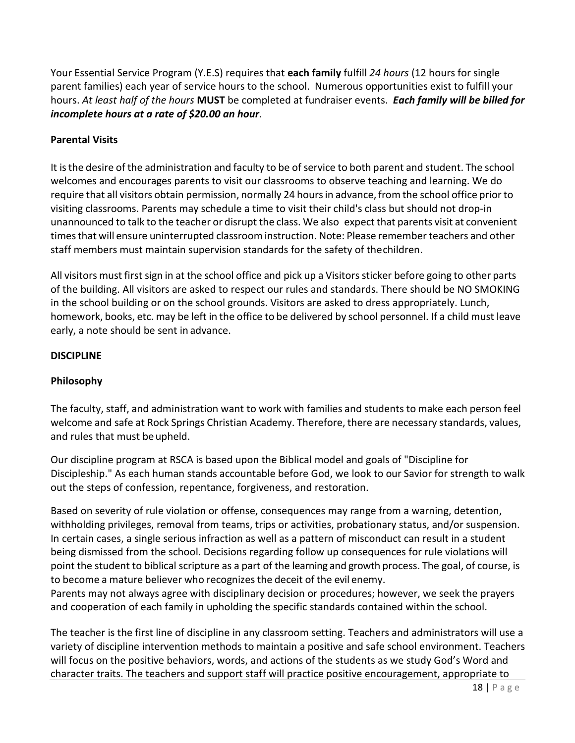Your Essential Service Program (Y.E.S) requires that **each family** fulfill *24 hours* (12 hours for single parent families) each year of service hours to the school. Numerous opportunities exist to fulfill your hours. *At least half of the hours* **MUST** be completed at fundraiser events. ***Each family will be billed for incomplete hours at a rate of $20.00 an hour***.

**Parental Visits**

It is the desire of the administration and faculty to be of service to both parent and student. The school welcomes and encourages parents to visit our classrooms to observe teaching and learning. We do require that all visitors obtain permission, normally 24 hours in advance, from the school office prior to visiting classrooms. Parents may schedule a time to visit their child's class but should not drop-in unannounced to talk to the teacher or disrupt the class. We also expect that parents visit at convenient times that will ensure uninterrupted classroom instruction. Note: Please remember teachers and other staff members must maintain supervision standards for the safety of the children.

All visitors must first sign in at the school office and pick up a Visitors sticker before going to other parts of the building. All visitors are asked to respect our rules and standards. There should be NO SMOKING in the school building or on the school grounds. Visitors are asked to dress appropriately. Lunch, homework, books, etc. may be left in the office to be delivered by school personnel. If a child must leave early, a note should be sent in advance.

**DISCIPLINE**

**Philosophy**

The faculty, staff, and administration want to work with families and students to make each person feel welcome and safe at Rock Springs Christian Academy. Therefore, there are necessary standards, values, and rules that must be upheld.

Our discipline program at RSCA is based upon the Biblical model and goals of "Discipline for Discipleship." As each human stands accountable before God, we look to our Savior for strength to walk out the steps of confession, repentance, forgiveness, and restoration.

Based on severity of rule violation or offense, consequences may range from a warning, detention, withholding privileges, removal from teams, trips or activities, probationary status, and/or suspension. In certain cases, a single serious infraction as well as a pattern of misconduct can result in a student being dismissed from the school. Decisions regarding follow up consequences for rule violations will point the student to biblical scripture as a part of the learning and growth process. The goal, of course, is to become a mature believer who recognizes the deceit of the evil enemy.
Parents may not always agree with disciplinary decision or procedures; however, we seek the prayers and cooperation of each family in upholding the specific standards contained within the school.

The teacher is the first line of discipline in any classroom setting. Teachers and administrators will use a variety of discipline intervention methods to maintain a positive and safe school environment. Teachers will focus on the positive behaviors, words, and actions of the students as we study God's Word and character traits. The teachers and support staff will practice positive encouragement, appropriate to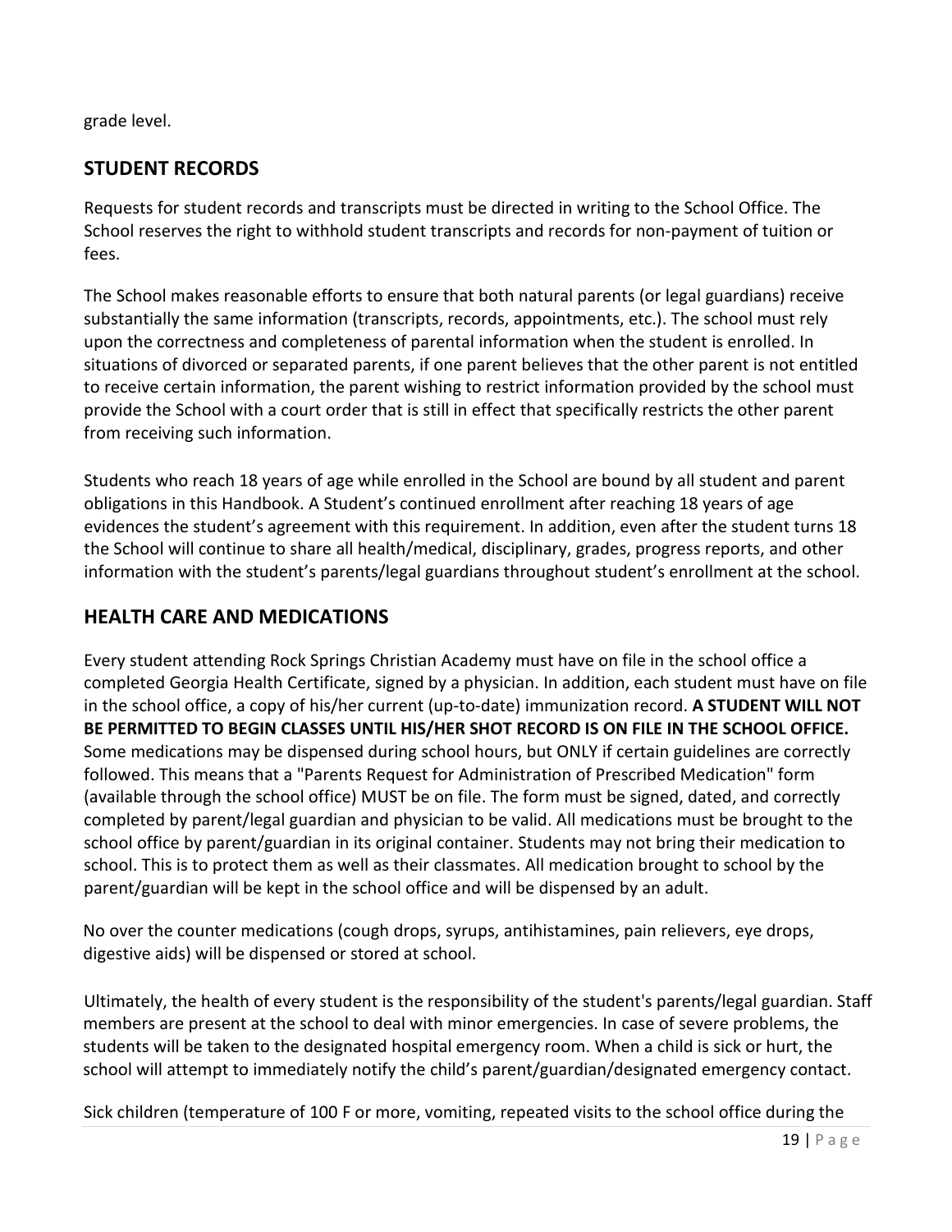grade level.

## STUDENT RECORDS

Requests for student records and transcripts must be directed in writing to the School Office. The School reserves the right to withhold student transcripts and records for non-payment of tuition or fees.

The School makes reasonable efforts to ensure that both natural parents (or legal guardians) receive substantially the same information (transcripts, records, appointments, etc.). The school must rely upon the correctness and completeness of parental information when the student is enrolled. In situations of divorced or separated parents, if one parent believes that the other parent is not entitled to receive certain information, the parent wishing to restrict information provided by the school must provide the School with a court order that is still in effect that specifically restricts the other parent from receiving such information.

Students who reach 18 years of age while enrolled in the School are bound by all student and parent obligations in this Handbook. A Student's continued enrollment after reaching 18 years of age evidences the student's agreement with this requirement. In addition, even after the student turns 18 the School will continue to share all health/medical, disciplinary, grades, progress reports, and other information with the student's parents/legal guardians throughout student's enrollment at the school.

## HEALTH CARE AND MEDICATIONS

Every student attending Rock Springs Christian Academy must have on file in the school office a completed Georgia Health Certificate, signed by a physician. In addition, each student must have on file in the school office, a copy of his/her current (up-to-date) immunization record. **A STUDENT WILL NOT BE PERMITTED TO BEGIN CLASSES UNTIL HIS/HER SHOT RECORD IS ON FILE IN THE SCHOOL OFFICE.** Some medications may be dispensed during school hours, but ONLY if certain guidelines are correctly followed. This means that a "Parents Request for Administration of Prescribed Medication" form (available through the school office) MUST be on file. The form must be signed, dated, and correctly completed by parent/legal guardian and physician to be valid. All medications must be brought to the school office by parent/guardian in its original container. Students may not bring their medication to school. This is to protect them as well as their classmates. All medication brought to school by the parent/guardian will be kept in the school office and will be dispensed by an adult.

No over the counter medications (cough drops, syrups, antihistamines, pain relievers, eye drops, digestive aids) will be dispensed or stored at school.

Ultimately, the health of every student is the responsibility of the student's parents/legal guardian. Staff members are present at the school to deal with minor emergencies. In case of severe problems, the students will be taken to the designated hospital emergency room. When a child is sick or hurt, the school will attempt to immediately notify the child's parent/guardian/designated emergency contact.

Sick children (temperature of 100 F or more, vomiting, repeated visits to the school office during the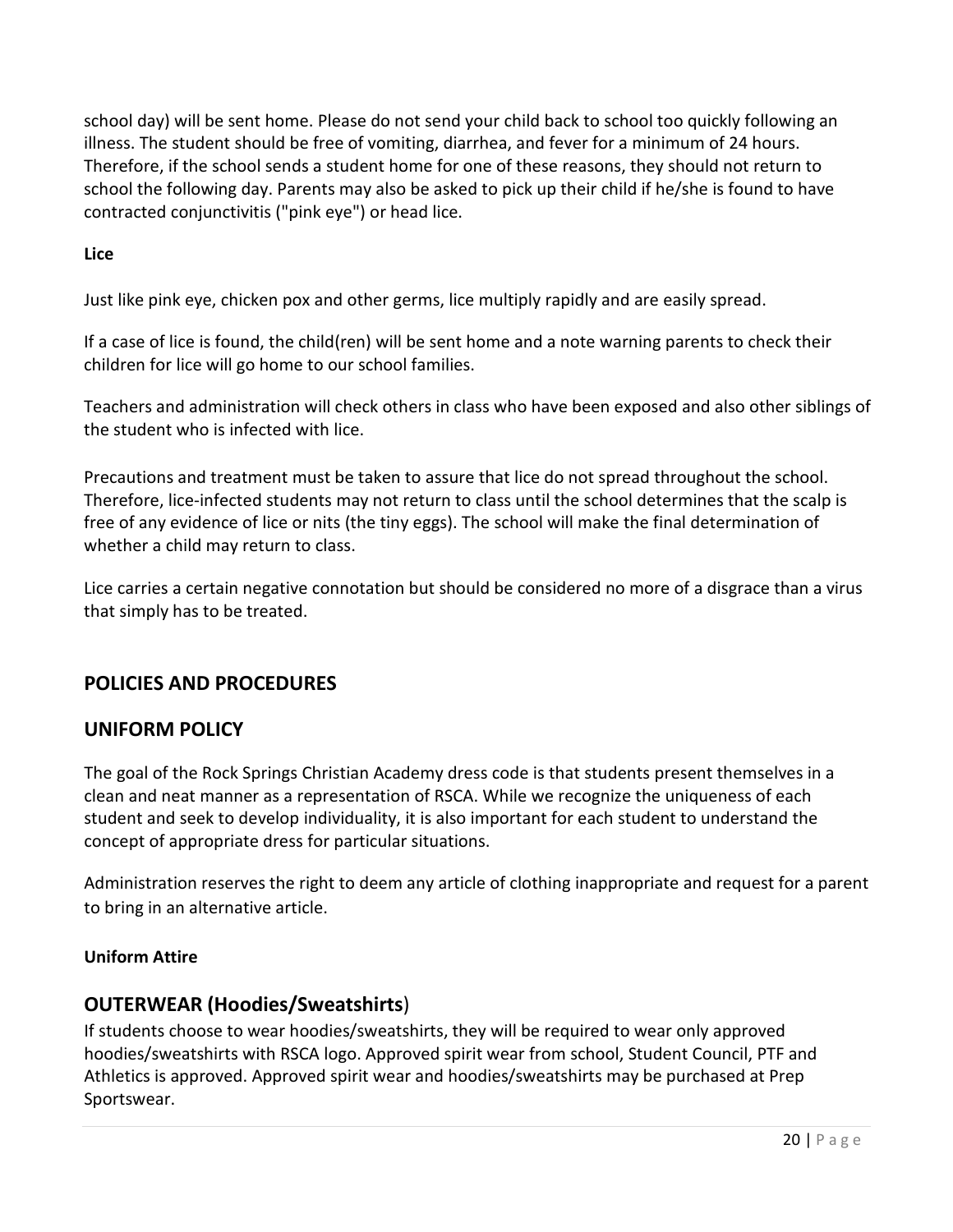school day) will be sent home. Please do not send your child back to school too quickly following an illness. The student should be free of vomiting, diarrhea, and fever for a minimum of 24 hours. Therefore, if the school sends a student home for one of these reasons, they should not return to school the following day. Parents may also be asked to pick up their child if he/she is found to have contracted conjunctivitis ("pink eye") or head lice.

**Lice**

Just like pink eye, chicken pox and other germs, lice multiply rapidly and are easily spread.

If a case of lice is found, the child(ren) will be sent home and a note warning parents to check their children for lice will go home to our school families.

Teachers and administration will check others in class who have been exposed and also other siblings of the student who is infected with lice.

Precautions and treatment must be taken to assure that lice do not spread throughout the school. Therefore, lice-infected students may not return to class until the school determines that the scalp is free of any evidence of lice or nits (the tiny eggs). The school will make the final determination of whether a child may return to class.

Lice carries a certain negative connotation but should be considered no more of a disgrace than a virus that simply has to be treated.

## POLICIES AND PROCEDURES

## UNIFORM POLICY

The goal of the Rock Springs Christian Academy dress code is that students present themselves in a clean and neat manner as a representation of RSCA. While we recognize the uniqueness of each student and seek to develop individuality, it is also important for each student to understand the concept of appropriate dress for particular situations.

Administration reserves the right to deem any article of clothing inappropriate and request for a parent to bring in an alternative article.

**Uniform Attire**

## OUTERWEAR (Hoodies/Sweatshirts)

If students choose to wear hoodies/sweatshirts, they will be required to wear only approved hoodies/sweatshirts with RSCA logo. Approved spirit wear from school, Student Council, PTF and Athletics is approved. Approved spirit wear and hoodies/sweatshirts may be purchased at Prep Sportswear.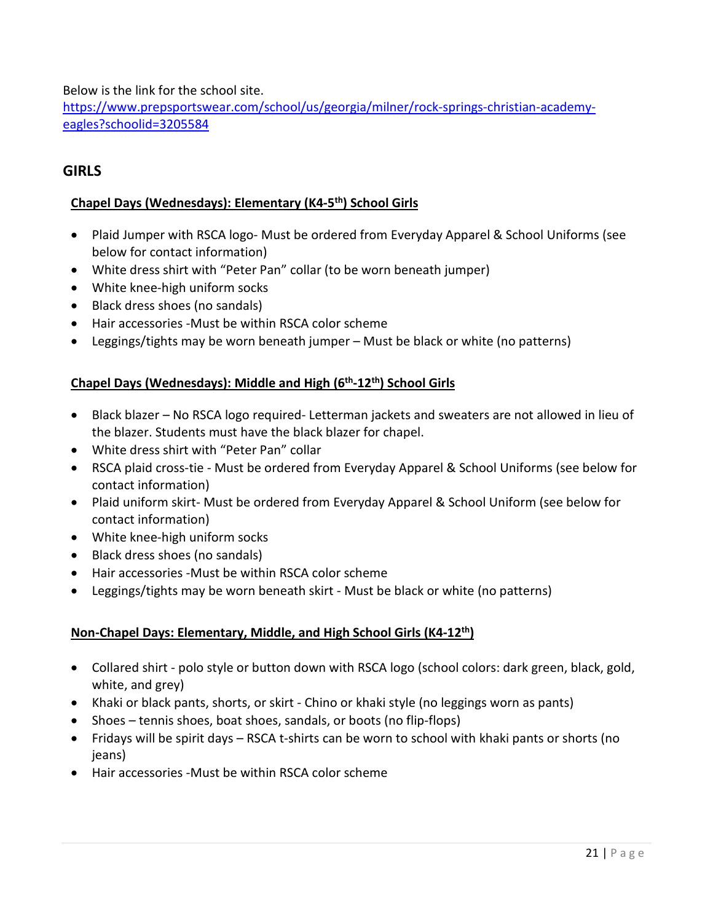Below is the link for the school site.
[https://www.prepsportswear.com/school/us/georgia/milner/rock-springs-christian-academy-eagles?schoolid=3205584](https://www.prepsportswear.com/school/us/georgia/milner/rock-springs-christian-academy-eagles?schoolid=3205584)

## GIRLS

**<u>Chapel Days (Wednesdays): Elementary (K4-5th) School Girls</u>**

- Plaid Jumper with RSCA logo- Must be ordered from Everyday Apparel & School Uniforms (see below for contact information)
- White dress shirt with "Peter Pan" collar (to be worn beneath jumper)
- White knee-high uniform socks
- Black dress shoes (no sandals)
- Hair accessories -Must be within RSCA color scheme
- Leggings/tights may be worn beneath jumper – Must be black or white (no patterns)

**<u>Chapel Days (Wednesdays): Middle and High (6th-12th) School Girls</u>**

- Black blazer – No RSCA logo required- Letterman jackets and sweaters are not allowed in lieu of the blazer. Students must have the black blazer for chapel.
- White dress shirt with "Peter Pan" collar
- RSCA plaid cross-tie - Must be ordered from Everyday Apparel & School Uniforms (see below for contact information)
- Plaid uniform skirt- Must be ordered from Everyday Apparel & School Uniform (see below for contact information)
- White knee-high uniform socks
- Black dress shoes (no sandals)
- Hair accessories -Must be within RSCA color scheme
- Leggings/tights may be worn beneath skirt - Must be black or white (no patterns)

**<u>Non-Chapel Days: Elementary, Middle, and High School Girls (K4-12th)</u>**

- Collared shirt - polo style or button down with RSCA logo (school colors: dark green, black, gold, white, and grey)
- Khaki or black pants, shorts, or skirt - Chino or khaki style (no leggings worn as pants)
- Shoes – tennis shoes, boat shoes, sandals, or boots (no flip-flops)
- Fridays will be spirit days – RSCA t-shirts can be worn to school with khaki pants or shorts (no jeans)
- Hair accessories -Must be within RSCA color scheme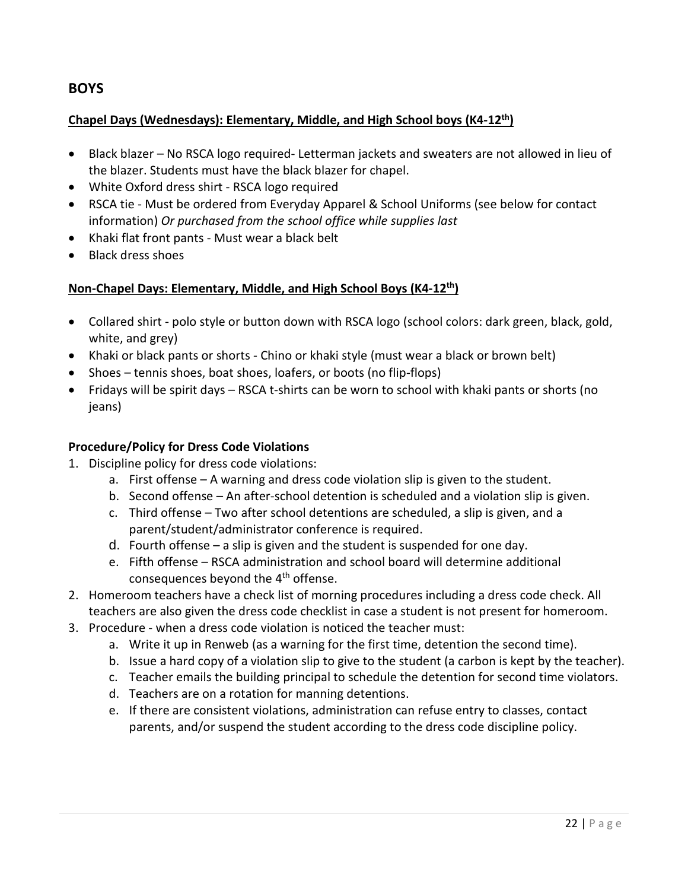## BOYS

**Chapel Days (Wednesdays): Elementary, Middle, and High School boys (K4-12th)**

- Black blazer – No RSCA logo required- Letterman jackets and sweaters are not allowed in lieu of the blazer. Students must have the black blazer for chapel.
- White Oxford dress shirt - RSCA logo required
- RSCA tie - Must be ordered from Everyday Apparel & School Uniforms (see below for contact information) *Or purchased from the school office while supplies last*
- Khaki flat front pants - Must wear a black belt
- Black dress shoes

**Non-Chapel Days: Elementary, Middle, and High School Boys (K4-12th)**

- Collared shirt - polo style or button down with RSCA logo (school colors: dark green, black, gold, white, and grey)
- Khaki or black pants or shorts - Chino or khaki style (must wear a black or brown belt)
- Shoes – tennis shoes, boat shoes, loafers, or boots (no flip-flops)
- Fridays will be spirit days – RSCA t-shirts can be worn to school with khaki pants or shorts (no jeans)

**Procedure/Policy for Dress Code Violations**

1. Discipline policy for dress code violations:
   a. First offense – A warning and dress code violation slip is given to the student.
   b. Second offense – An after-school detention is scheduled and a violation slip is given.
   c. Third offense – Two after school detentions are scheduled, a slip is given, and a parent/student/administrator conference is required.
   d. Fourth offense – a slip is given and the student is suspended for one day.
   e. Fifth offense – RSCA administration and school board will determine additional consequences beyond the 4th offense.
2. Homeroom teachers have a check list of morning procedures including a dress code check. All teachers are also given the dress code checklist in case a student is not present for homeroom.
3. Procedure - when a dress code violation is noticed the teacher must:
   a. Write it up in Renweb (as a warning for the first time, detention the second time).
   b. Issue a hard copy of a violation slip to give to the student (a carbon is kept by the teacher).
   c. Teacher emails the building principal to schedule the detention for second time violators.
   d. Teachers are on a rotation for manning detentions.
   e. If there are consistent violations, administration can refuse entry to classes, contact parents, and/or suspend the student according to the dress code discipline policy.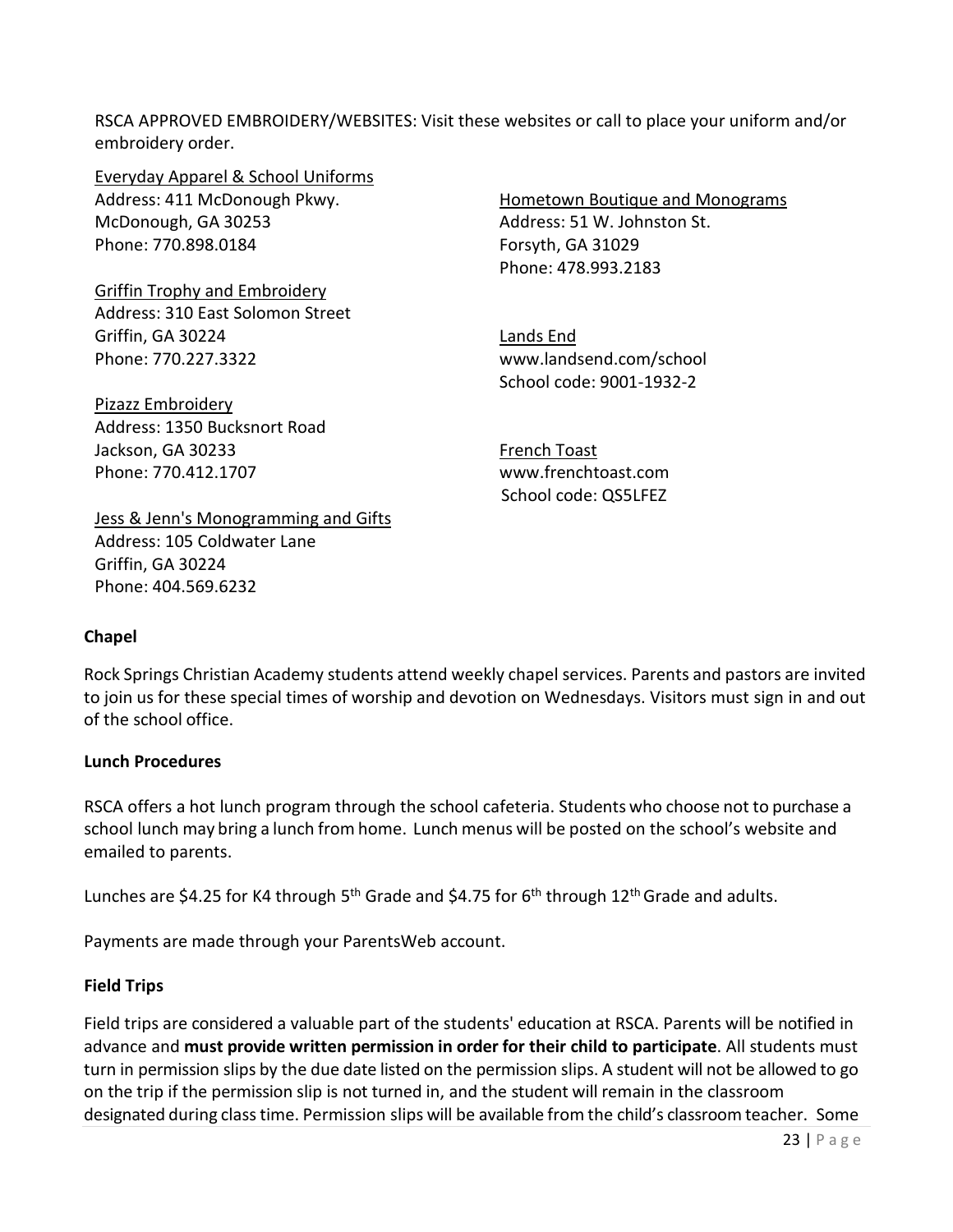RSCA APPROVED EMBROIDERY/WEBSITES: Visit these websites or call to place your uniform and/or embroidery order.

Everyday Apparel & School Uniforms
Address: 411 McDonough Pkwy.
McDonough, GA 30253
Phone: 770.898.0184

Griffin Trophy and Embroidery
Address: 310 East Solomon Street
Griffin, GA 30224
Phone: 770.227.3322

Pizazz Embroidery
Address: 1350 Bucksnort Road
Jackson, GA 30233
Phone: 770.412.1707

Jess & Jenn's Monogramming and Gifts
Address: 105 Coldwater Lane
Griffin, GA 30224
Phone: 404.569.6232

Hometown Boutique and Monograms
Address: 51 W. Johnston St.
Forsyth, GA 31029
Phone: 478.993.2183

Lands End
www.landsend.com/school
School code: 9001-1932-2

French Toast
www.frenchtoast.com
School code: QS5LFEZ

**Chapel**

Rock Springs Christian Academy students attend weekly chapel services. Parents and pastors are invited to join us for these special times of worship and devotion on Wednesdays. Visitors must sign in and out of the school office.

**Lunch Procedures**

RSCA offers a hot lunch program through the school cafeteria. Students who choose not to purchase a school lunch may bring a lunch from home. Lunch menus will be posted on the school's website and emailed to parents.

Lunches are $4.25 for K4 through 5th Grade and $4.75 for 6th through 12th Grade and adults.

Payments are made through your ParentsWeb account.

**Field Trips**

Field trips are considered a valuable part of the students' education at RSCA. Parents will be notified in advance and **must provide written permission in order for their child to participate**. All students must turn in permission slips by the due date listed on the permission slips. A student will not be allowed to go on the trip if the permission slip is not turned in, and the student will remain in the classroom designated during class time. Permission slips will be available from the child's classroom teacher. Some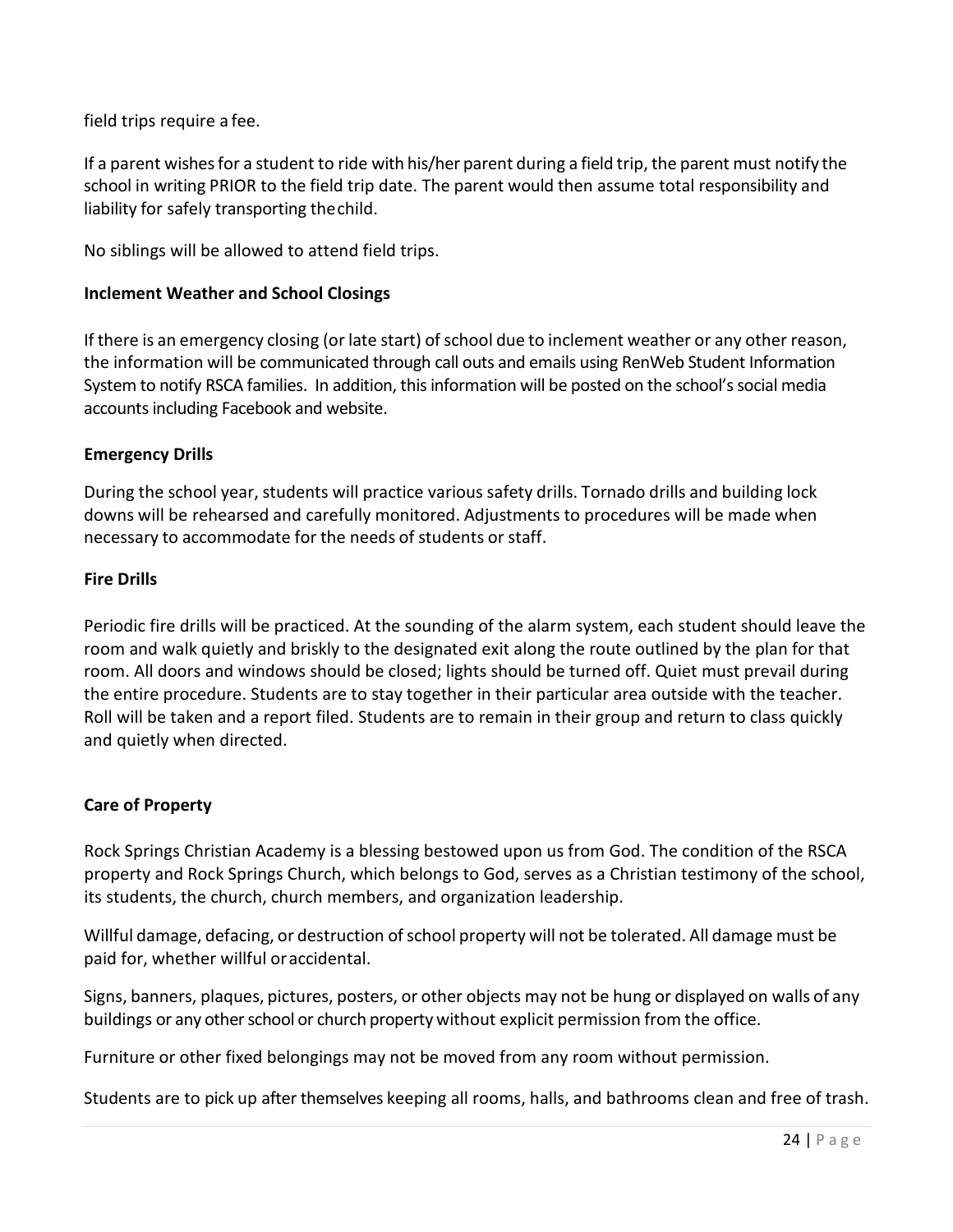field trips require a fee.

If a parent wishes for a student to ride with his/her parent during a field trip, the parent must notify the school in writing PRIOR to the field trip date. The parent would then assume total responsibility and liability for safely transporting the child.

No siblings will be allowed to attend field trips.

**Inclement Weather and School Closings**

If there is an emergency closing (or late start) of school due to inclement weather or any other reason, the information will be communicated through call outs and emails using RenWeb Student Information System to notify RSCA families. In addition, this information will be posted on the school's social media accounts including Facebook and website.

**Emergency Drills**

During the school year, students will practice various safety drills. Tornado drills and building lock downs will be rehearsed and carefully monitored. Adjustments to procedures will be made when necessary to accommodate for the needs of students or staff.

**Fire Drills**

Periodic fire drills will be practiced. At the sounding of the alarm system, each student should leave the room and walk quietly and briskly to the designated exit along the route outlined by the plan for that room. All doors and windows should be closed; lights should be turned off. Quiet must prevail during the entire procedure. Students are to stay together in their particular area outside with the teacher. Roll will be taken and a report filed. Students are to remain in their group and return to class quickly and quietly when directed.

**Care of Property**

Rock Springs Christian Academy is a blessing bestowed upon us from God. The condition of the RSCA property and Rock Springs Church, which belongs to God, serves as a Christian testimony of the school, its students, the church, church members, and organization leadership.

Willful damage, defacing, or destruction of school property will not be tolerated. All damage must be paid for, whether willful or accidental.

Signs, banners, plaques, pictures, posters, or other objects may not be hung or displayed on walls of any buildings or any other school or church property without explicit permission from the office.

Furniture or other fixed belongings may not be moved from any room without permission.

Students are to pick up after themselves keeping all rooms, halls, and bathrooms clean and free of trash.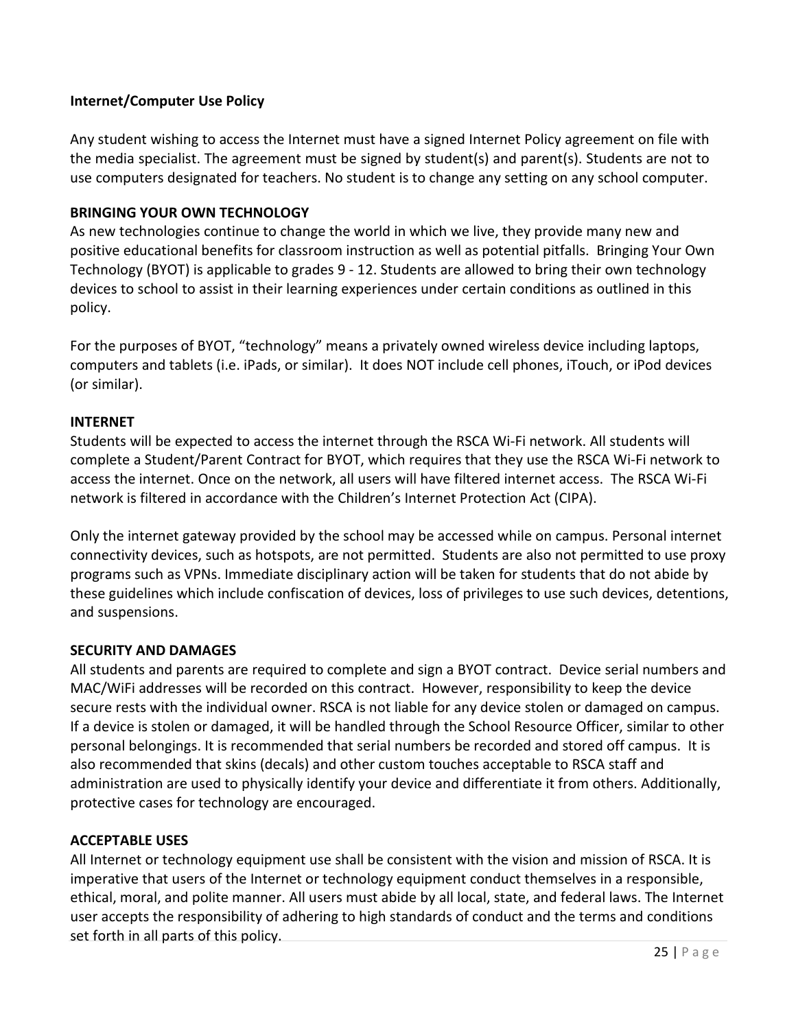**Internet/Computer Use Policy**

Any student wishing to access the Internet must have a signed Internet Policy agreement on file with the media specialist. The agreement must be signed by student(s) and parent(s). Students are not to use computers designated for teachers. No student is to change any setting on any school computer.

**BRINGING YOUR OWN TECHNOLOGY**

As new technologies continue to change the world in which we live, they provide many new and positive educational benefits for classroom instruction as well as potential pitfalls. Bringing Your Own Technology (BYOT) is applicable to grades 9 - 12. Students are allowed to bring their own technology devices to school to assist in their learning experiences under certain conditions as outlined in this policy.

For the purposes of BYOT, "technology" means a privately owned wireless device including laptops, computers and tablets (i.e. iPads, or similar). It does NOT include cell phones, iTouch, or iPod devices (or similar).

**INTERNET**

Students will be expected to access the internet through the RSCA Wi-Fi network. All students will complete a Student/Parent Contract for BYOT, which requires that they use the RSCA Wi-Fi network to access the internet. Once on the network, all users will have filtered internet access. The RSCA Wi-Fi network is filtered in accordance with the Children's Internet Protection Act (CIPA).

Only the internet gateway provided by the school may be accessed while on campus. Personal internet connectivity devices, such as hotspots, are not permitted. Students are also not permitted to use proxy programs such as VPNs. Immediate disciplinary action will be taken for students that do not abide by these guidelines which include confiscation of devices, loss of privileges to use such devices, detentions, and suspensions.

**SECURITY AND DAMAGES**

All students and parents are required to complete and sign a BYOT contract. Device serial numbers and MAC/WiFi addresses will be recorded on this contract. However, responsibility to keep the device secure rests with the individual owner. RSCA is not liable for any device stolen or damaged on campus. If a device is stolen or damaged, it will be handled through the School Resource Officer, similar to other personal belongings. It is recommended that serial numbers be recorded and stored off campus. It is also recommended that skins (decals) and other custom touches acceptable to RSCA staff and administration are used to physically identify your device and differentiate it from others. Additionally, protective cases for technology are encouraged.

**ACCEPTABLE USES**

All Internet or technology equipment use shall be consistent with the vision and mission of RSCA. It is imperative that users of the Internet or technology equipment conduct themselves in a responsible, ethical, moral, and polite manner. All users must abide by all local, state, and federal laws. The Internet user accepts the responsibility of adhering to high standards of conduct and the terms and conditions set forth in all parts of this policy.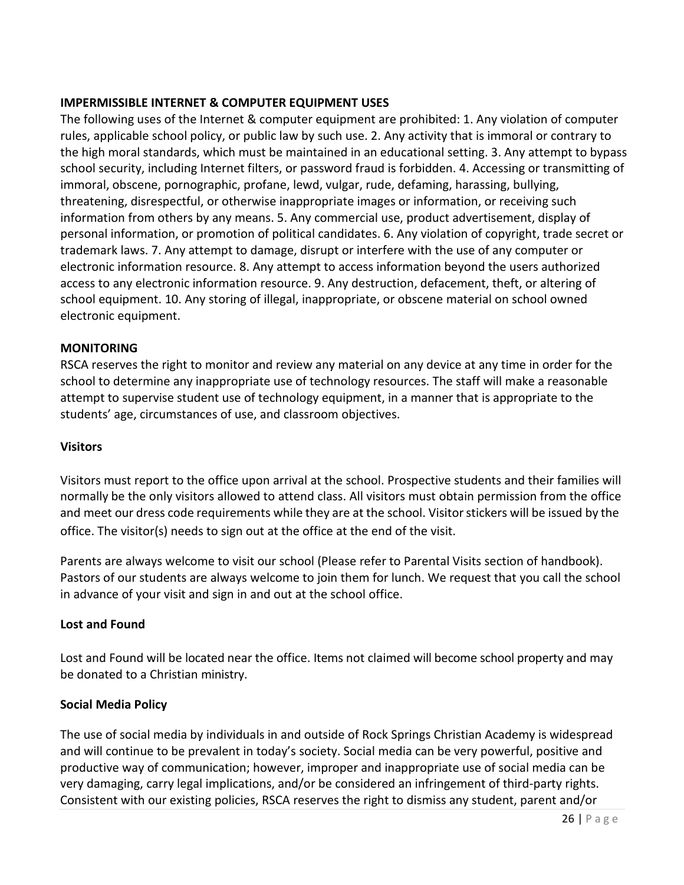**IMPERMISSIBLE INTERNET & COMPUTER EQUIPMENT USES**

The following uses of the Internet & computer equipment are prohibited: 1. Any violation of computer rules, applicable school policy, or public law by such use. 2. Any activity that is immoral or contrary to the high moral standards, which must be maintained in an educational setting. 3. Any attempt to bypass school security, including Internet filters, or password fraud is forbidden. 4. Accessing or transmitting of immoral, obscene, pornographic, profane, lewd, vulgar, rude, defaming, harassing, bullying, threatening, disrespectful, or otherwise inappropriate images or information, or receiving such information from others by any means. 5. Any commercial use, product advertisement, display of personal information, or promotion of political candidates. 6. Any violation of copyright, trade secret or trademark laws. 7. Any attempt to damage, disrupt or interfere with the use of any computer or electronic information resource. 8. Any attempt to access information beyond the users authorized access to any electronic information resource. 9. Any destruction, defacement, theft, or altering of school equipment. 10. Any storing of illegal, inappropriate, or obscene material on school owned electronic equipment.

**MONITORING**

RSCA reserves the right to monitor and review any material on any device at any time in order for the school to determine any inappropriate use of technology resources. The staff will make a reasonable attempt to supervise student use of technology equipment, in a manner that is appropriate to the students' age, circumstances of use, and classroom objectives.

**Visitors**

Visitors must report to the office upon arrival at the school. Prospective students and their families will normally be the only visitors allowed to attend class. All visitors must obtain permission from the office and meet our dress code requirements while they are at the school. Visitor stickers will be issued by the office. The visitor(s) needs to sign out at the office at the end of the visit.

Parents are always welcome to visit our school (Please refer to Parental Visits section of handbook). Pastors of our students are always welcome to join them for lunch. We request that you call the school in advance of your visit and sign in and out at the school office.

**Lost and Found**

Lost and Found will be located near the office. Items not claimed will become school property and may be donated to a Christian ministry.

**Social Media Policy**

The use of social media by individuals in and outside of Rock Springs Christian Academy is widespread and will continue to be prevalent in today's society. Social media can be very powerful, positive and productive way of communication; however, improper and inappropriate use of social media can be very damaging, carry legal implications, and/or be considered an infringement of third-party rights. Consistent with our existing policies, RSCA reserves the right to dismiss any student, parent and/or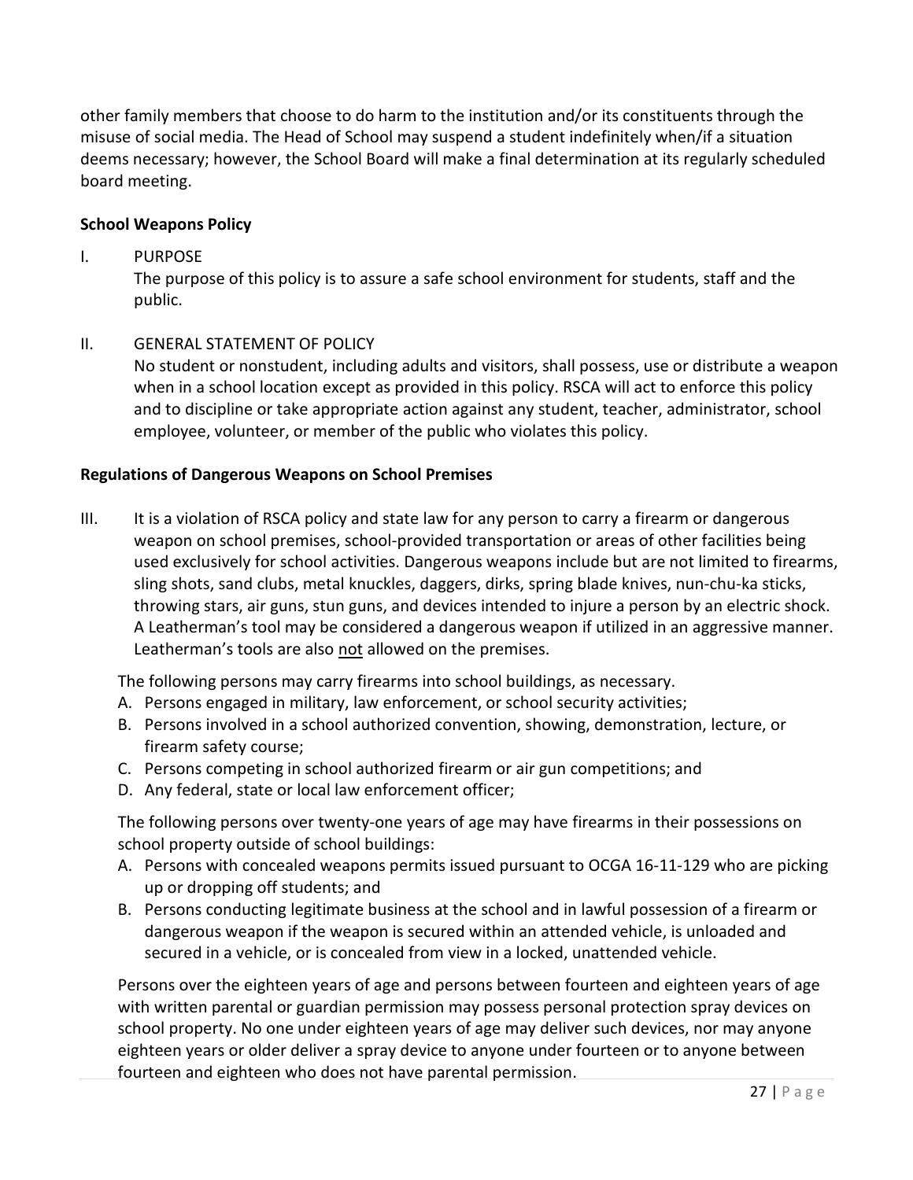other family members that choose to do harm to the institution and/or its constituents through the misuse of social media. The Head of School may suspend a student indefinitely when/if a situation deems necessary; however, the School Board will make a final determination at its regularly scheduled board meeting.

**School Weapons Policy**

I. PURPOSE

The purpose of this policy is to assure a safe school environment for students, staff and the public.

II. GENERAL STATEMENT OF POLICY

No student or nonstudent, including adults and visitors, shall possess, use or distribute a weapon when in a school location except as provided in this policy. RSCA will act to enforce this policy and to discipline or take appropriate action against any student, teacher, administrator, school employee, volunteer, or member of the public who violates this policy.

**Regulations of Dangerous Weapons on School Premises**

III. It is a violation of RSCA policy and state law for any person to carry a firearm or dangerous weapon on school premises, school-provided transportation or areas of other facilities being used exclusively for school activities. Dangerous weapons include but are not limited to firearms, sling shots, sand clubs, metal knuckles, daggers, dirks, spring blade knives, nun-chu-ka sticks, throwing stars, air guns, stun guns, and devices intended to injure a person by an electric shock. A Leatherman's tool may be considered a dangerous weapon if utilized in an aggressive manner. Leatherman's tools are also <u>not</u> allowed on the premises.

The following persons may carry firearms into school buildings, as necessary.

A. Persons engaged in military, law enforcement, or school security activities;
B. Persons involved in a school authorized convention, showing, demonstration, lecture, or firearm safety course;
C. Persons competing in school authorized firearm or air gun competitions; and
D. Any federal, state or local law enforcement officer;

The following persons over twenty-one years of age may have firearms in their possessions on school property outside of school buildings:

A. Persons with concealed weapons permits issued pursuant to OCGA 16-11-129 who are picking up or dropping off students; and
B. Persons conducting legitimate business at the school and in lawful possession of a firearm or dangerous weapon if the weapon is secured within an attended vehicle, is unloaded and secured in a vehicle, or is concealed from view in a locked, unattended vehicle.

Persons over the eighteen years of age and persons between fourteen and eighteen years of age with written parental or guardian permission may possess personal protection spray devices on school property. No one under eighteen years of age may deliver such devices, nor may anyone eighteen years or older deliver a spray device to anyone under fourteen or to anyone between fourteen and eighteen who does not have parental permission.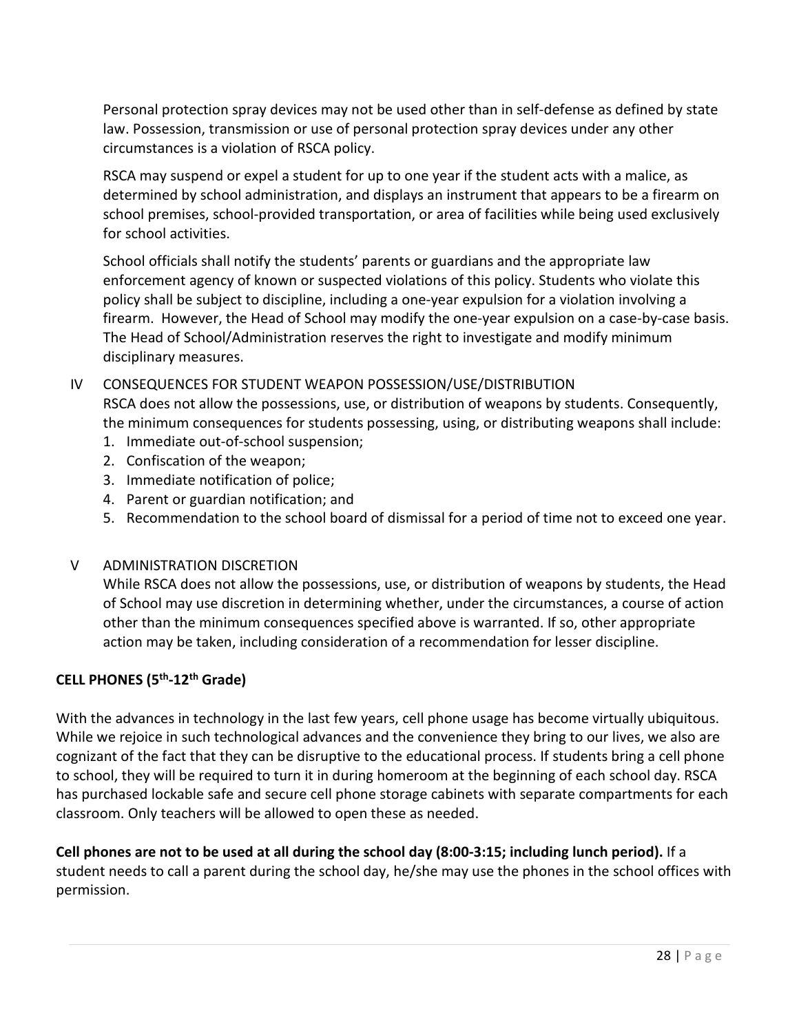Personal protection spray devices may not be used other than in self-defense as defined by state law. Possession, transmission or use of personal protection spray devices under any other circumstances is a violation of RSCA policy.

RSCA may suspend or expel a student for up to one year if the student acts with a malice, as determined by school administration, and displays an instrument that appears to be a firearm on school premises, school-provided transportation, or area of facilities while being used exclusively for school activities.

School officials shall notify the students' parents or guardians and the appropriate law enforcement agency of known or suspected violations of this policy. Students who violate this policy shall be subject to discipline, including a one-year expulsion for a violation involving a firearm. However, the Head of School may modify the one-year expulsion on a case-by-case basis. The Head of School/Administration reserves the right to investigate and modify minimum disciplinary measures.

IV CONSEQUENCES FOR STUDENT WEAPON POSSESSION/USE/DISTRIBUTION

RSCA does not allow the possessions, use, or distribution of weapons by students. Consequently, the minimum consequences for students possessing, using, or distributing weapons shall include:

1. Immediate out-of-school suspension;
2. Confiscation of the weapon;
3. Immediate notification of police;
4. Parent or guardian notification; and
5. Recommendation to the school board of dismissal for a period of time not to exceed one year.

V ADMINISTRATION DISCRETION

While RSCA does not allow the possessions, use, or distribution of weapons by students, the Head of School may use discretion in determining whether, under the circumstances, a course of action other than the minimum consequences specified above is warranted. If so, other appropriate action may be taken, including consideration of a recommendation for lesser discipline.

**CELL PHONES (5th-12th Grade)**

With the advances in technology in the last few years, cell phone usage has become virtually ubiquitous. While we rejoice in such technological advances and the convenience they bring to our lives, we also are cognizant of the fact that they can be disruptive to the educational process. If students bring a cell phone to school, they will be required to turn it in during homeroom at the beginning of each school day. RSCA has purchased lockable safe and secure cell phone storage cabinets with separate compartments for each classroom. Only teachers will be allowed to open these as needed.

**Cell phones are not to be used at all during the school day (8:00-3:15; including lunch period).** If a student needs to call a parent during the school day, he/she may use the phones in the school offices with permission.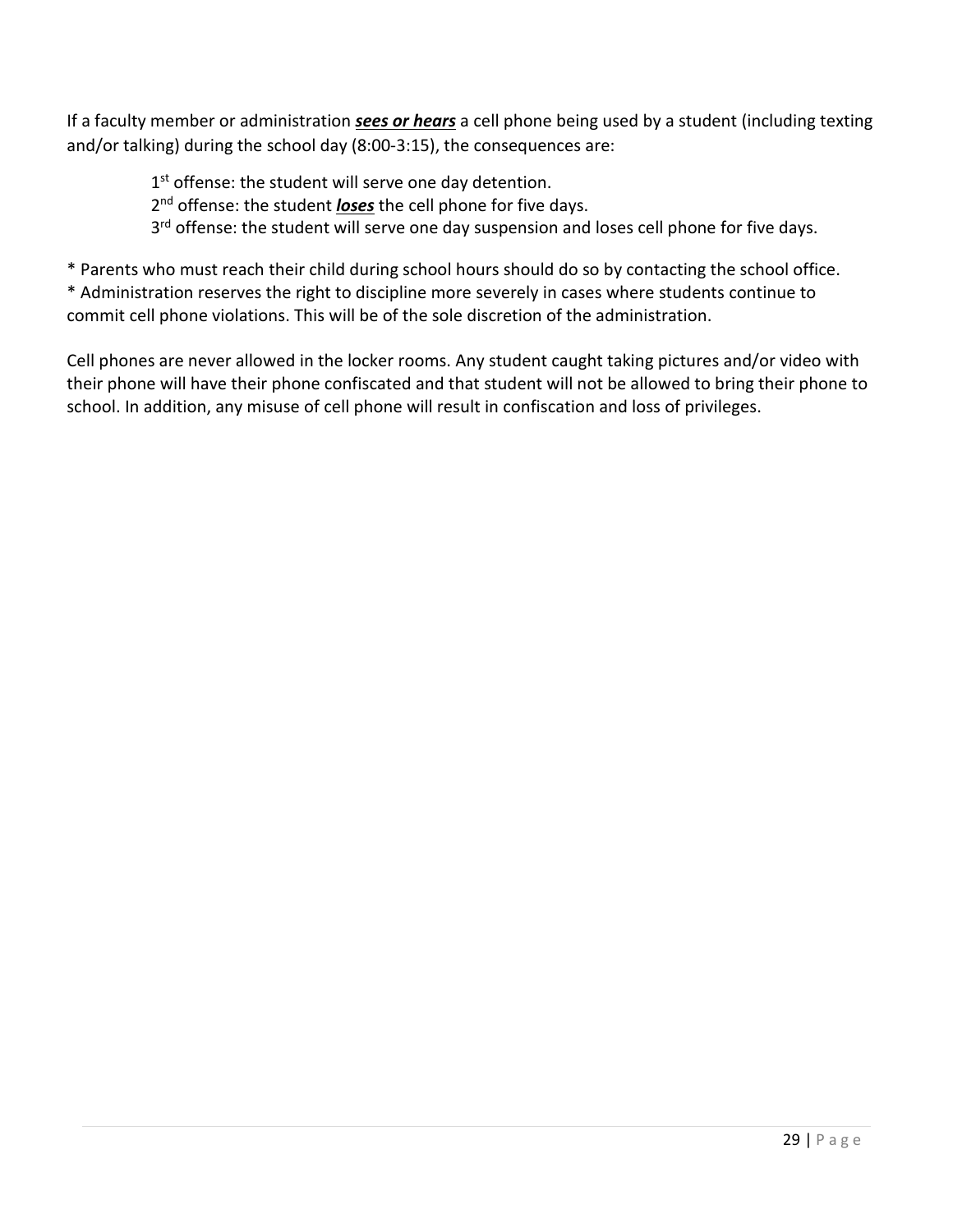If a faculty member or administration ***<u>sees or hears</u>*** a cell phone being used by a student (including texting and/or talking) during the school day (8:00-3:15), the consequences are:

1st offense: the student will serve one day detention.
2nd offense: the student ***<u>loses</u>*** the cell phone for five days.
3rd offense: the student will serve one day suspension and loses cell phone for five days.

* Parents who must reach their child during school hours should do so by contacting the school office.
* Administration reserves the right to discipline more severely in cases where students continue to commit cell phone violations. This will be of the sole discretion of the administration.

Cell phones are never allowed in the locker rooms. Any student caught taking pictures and/or video with their phone will have their phone confiscated and that student will not be allowed to bring their phone to school. In addition, any misuse of cell phone will result in confiscation and loss of privileges.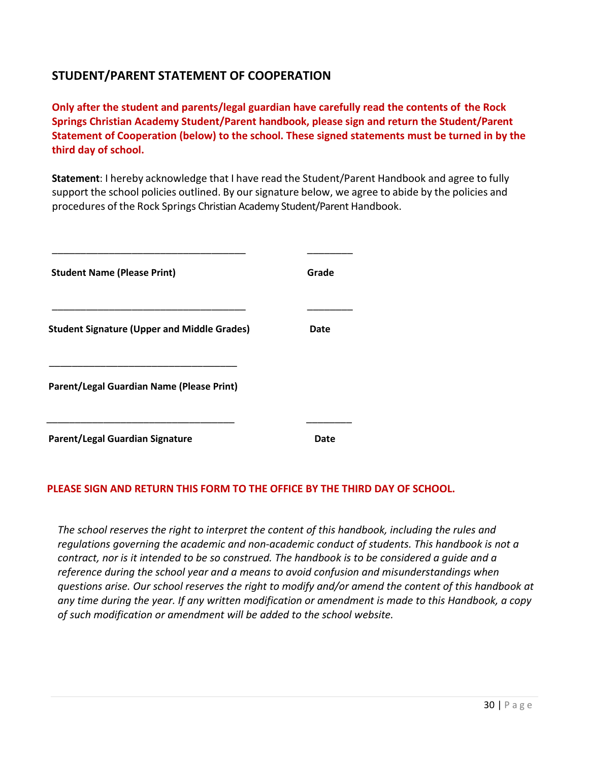## STUDENT/PARENT STATEMENT OF COOPERATION

**Only after the student and parents/legal guardian have carefully read the contents of the Rock Springs Christian Academy Student/Parent handbook, please sign and return the Student/Parent Statement of Cooperation (below) to the school. These signed statements must be turned in by the third day of school.**

**Statement**: I hereby acknowledge that I have read the Student/Parent Handbook and agree to fully support the school policies outlined. By our signature below, we agree to abide by the policies and procedures of the Rock Springs Christian Academy Student/Parent Handbook.

\_\_\_\_\_\_\_\_\_\_\_\_\_\_\_\_\_\_\_\_\_\_\_\_\_\_\_\_\_\_\_\_\_\_\_\_ \_\_\_\_\_\_\_\_\_

**Student Name (Please Print)** **Grade**

\_\_\_\_\_\_\_\_\_\_\_\_\_\_\_\_\_\_\_\_\_\_\_\_\_\_\_\_\_\_\_\_\_\_\_\_ \_\_\_\_\_\_\_\_\_

**Student Signature (Upper and Middle Grades)** **Date**

\_\_\_\_\_\_\_\_\_\_\_\_\_\_\_\_\_\_\_\_\_\_\_\_\_\_\_\_\_\_\_\_\_\_\_\_

**Parent/Legal Guardian Name (Please Print)**

\_\_\_\_\_\_\_\_\_\_\_\_\_\_\_\_\_\_\_\_\_\_\_\_\_\_\_\_\_\_\_\_\_\_\_\_ \_\_\_\_\_\_\_\_\_

**Parent/Legal Guardian Signature** **Date**

**PLEASE SIGN AND RETURN THIS FORM TO THE OFFICE BY THE THIRD DAY OF SCHOOL.**

*The school reserves the right to interpret the content of this handbook, including the rules and regulations governing the academic and non-academic conduct of students. This handbook is not a contract, nor is it intended to be so construed. The handbook is to be considered a guide and a reference during the school year and a means to avoid confusion and misunderstandings when questions arise. Our school reserves the right to modify and/or amend the content of this handbook at any time during the year. If any written modification or amendment is made to this Handbook, a copy of such modification or amendment will be added to the school website.*